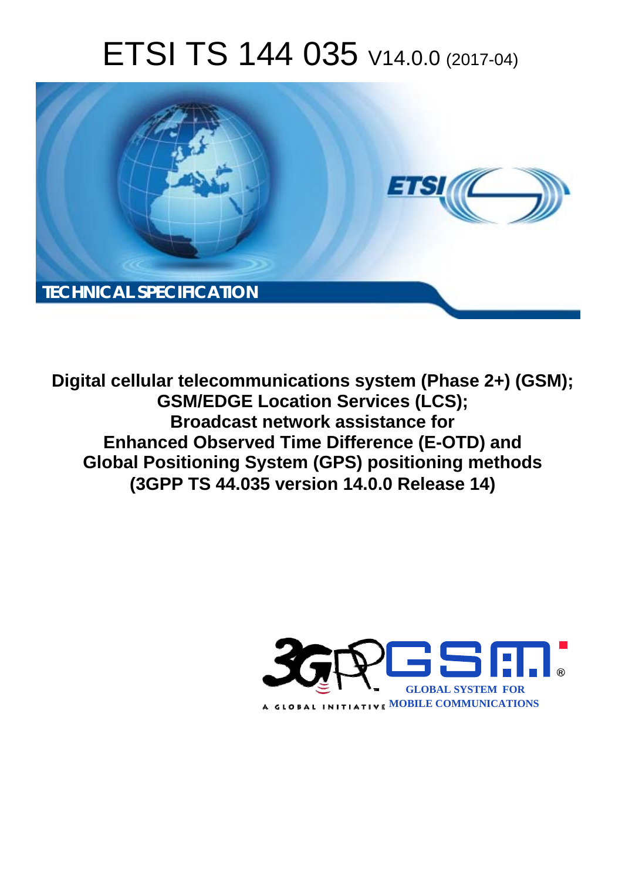# ETSI TS 144 035 V14.0.0 (2017-04)

TECHNICAL SPECIFICATION

**Digital cellular telecommunications system (Phase 2+) (GSM);
GSM/EDGE Location Services (LCS);
Broadcast network assistance for
Enhanced Observed Time Difference (E-OTD) and
Global Positioning System (GPS) positioning methods
(3GPP TS 44.035 version 14.0.0 Release 14)**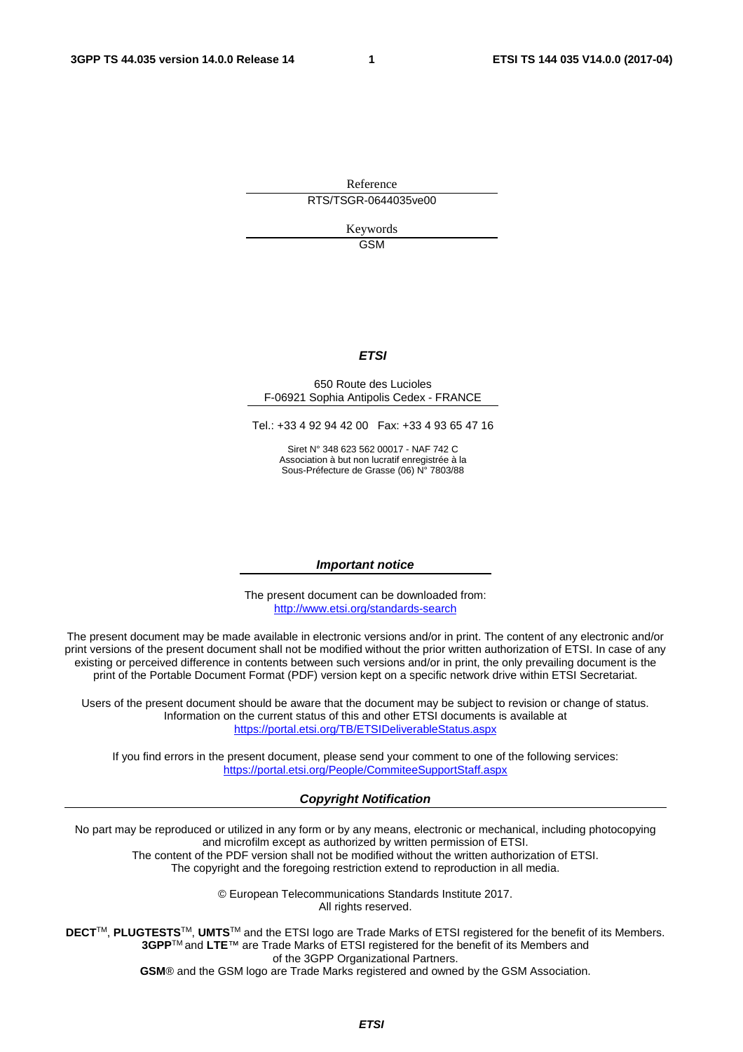Reference

RTS/TSGR-0644035ve00

Keywords

GSM

***ETSI***

650 Route des Lucioles
F-06921 Sophia Antipolis Cedex - FRANCE

Tel.: +33 4 92 94 42 00 Fax: +33 4 93 65 47 16

Siret N° 348 623 562 00017 - NAF 742 C
Association à but non lucratif enregistrée à la
Sous-Préfecture de Grasse (06) N° 7803/88

***Important notice***

The present document can be downloaded from:
http://www.etsi.org/standards-search

The present document may be made available in electronic versions and/or in print. The content of any electronic and/or print versions of the present document shall not be modified without the prior written authorization of ETSI. In case of any existing or perceived difference in contents between such versions and/or in print, the only prevailing document is the print of the Portable Document Format (PDF) version kept on a specific network drive within ETSI Secretariat.

Users of the present document should be aware that the document may be subject to revision or change of status. Information on the current status of this and other ETSI documents is available at
https://portal.etsi.org/TB/ETSIDeliverableStatus.aspx

If you find errors in the present document, please send your comment to one of the following services:
https://portal.etsi.org/People/CommiteeSupportStaff.aspx

***Copyright Notification***

No part may be reproduced or utilized in any form or by any means, electronic or mechanical, including photocopying and microfilm except as authorized by written permission of ETSI.
The content of the PDF version shall not be modified without the written authorization of ETSI.
The copyright and the foregoing restriction extend to reproduction in all media.

© European Telecommunications Standards Institute 2017.
All rights reserved.

**DECT**™, **PLUGTESTS**™, **UMTS**™ and the ETSI logo are Trade Marks of ETSI registered for the benefit of its Members.
**3GPP**™ and **LTE**™ are Trade Marks of ETSI registered for the benefit of its Members and of the 3GPP Organizational Partners.
**GSM**® and the GSM logo are Trade Marks registered and owned by the GSM Association.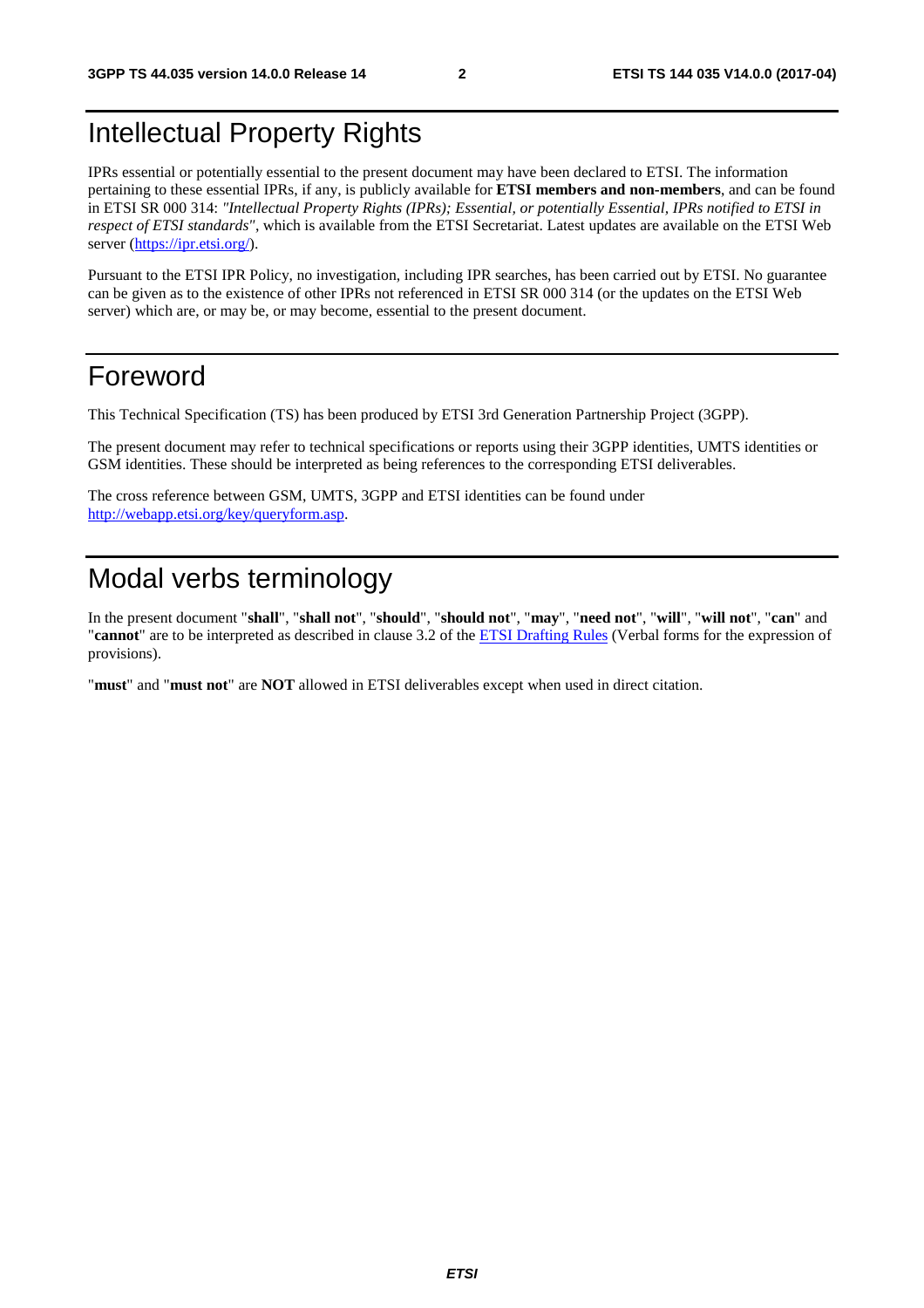# Intellectual Property Rights

IPRs essential or potentially essential to the present document may have been declared to ETSI. The information pertaining to these essential IPRs, if any, is publicly available for **ETSI members and non-members**, and can be found in ETSI SR 000 314: *"Intellectual Property Rights (IPRs); Essential, or potentially Essential, IPRs notified to ETSI in respect of ETSI standards"*, which is available from the ETSI Secretariat. Latest updates are available on the ETSI Web server (https://ipr.etsi.org/).

Pursuant to the ETSI IPR Policy, no investigation, including IPR searches, has been carried out by ETSI. No guarantee can be given as to the existence of other IPRs not referenced in ETSI SR 000 314 (or the updates on the ETSI Web server) which are, or may be, or may become, essential to the present document.

# Foreword

This Technical Specification (TS) has been produced by ETSI 3rd Generation Partnership Project (3GPP).

The present document may refer to technical specifications or reports using their 3GPP identities, UMTS identities or GSM identities. These should be interpreted as being references to the corresponding ETSI deliverables.

The cross reference between GSM, UMTS, 3GPP and ETSI identities can be found under http://webapp.etsi.org/key/queryform.asp.

# Modal verbs terminology

In the present document "**shall**", "**shall not**", "**should**", "**should not**", "**may**", "**need not**", "**will**", "**will not**", "**can**" and "**cannot**" are to be interpreted as described in clause 3.2 of the ETSI Drafting Rules (Verbal forms for the expression of provisions).

"**must**" and "**must not**" are **NOT** allowed in ETSI deliverables except when used in direct citation.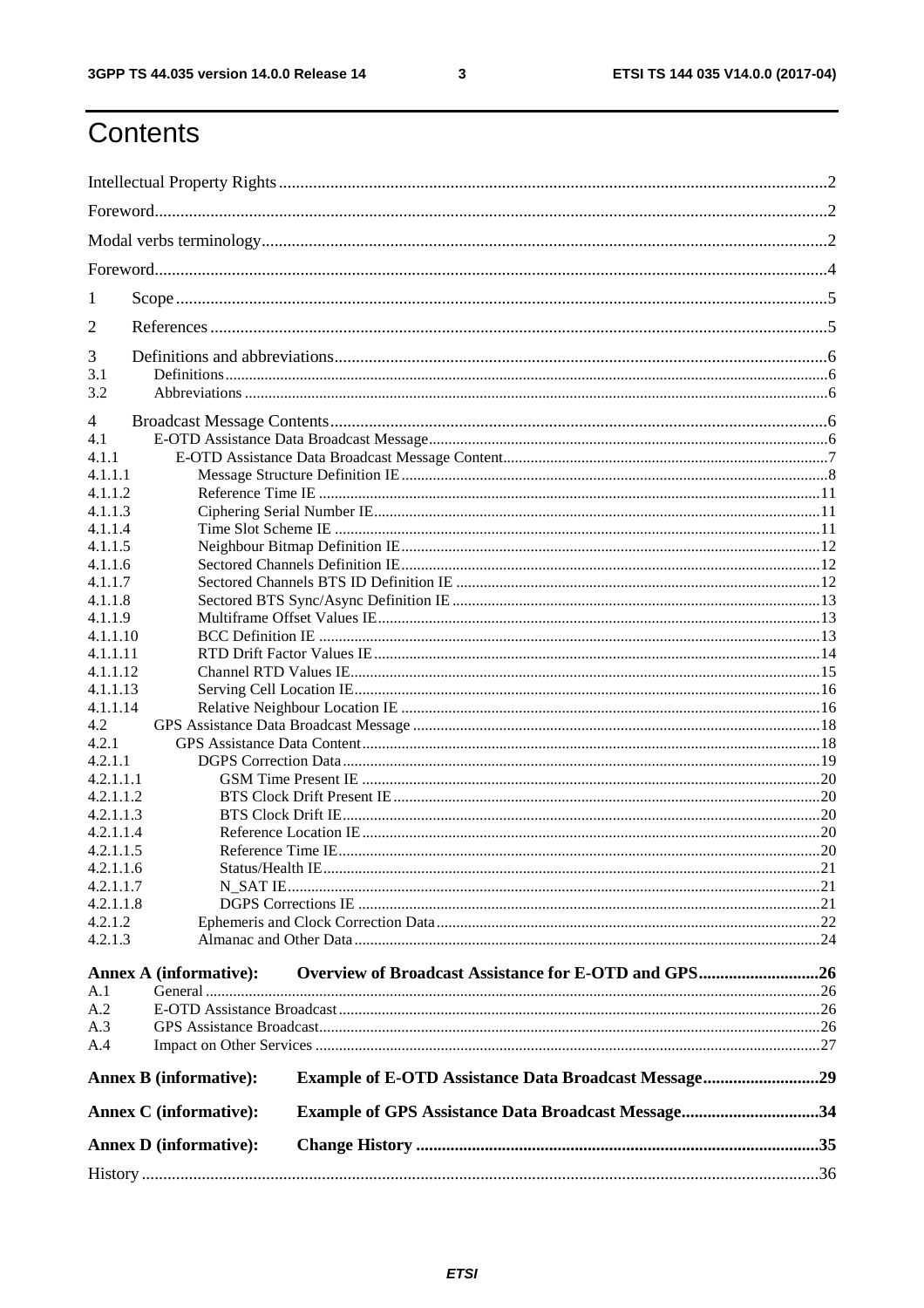# Contents

Intellectual Property Rights ..... 2

Foreword ..... 2

Modal verbs terminology ..... 2

Foreword ..... 4

1 Scope ..... 5

2 References ..... 5

3 Definitions and abbreviations ..... 6

3.1 Definitions ..... 6

3.2 Abbreviations ..... 6

4 Broadcast Message Contents ..... 6

4.1 E-OTD Assistance Data Broadcast Message ..... 6

4.1.1 E-OTD Assistance Data Broadcast Message Content ..... 7

4.1.1.1 Message Structure Definition IE ..... 8

4.1.1.2 Reference Time IE ..... 11

4.1.1.3 Ciphering Serial Number IE ..... 11

4.1.1.4 Time Slot Scheme IE ..... 11

4.1.1.5 Neighbour Bitmap Definition IE ..... 12

4.1.1.6 Sectored Channels Definition IE ..... 12

4.1.1.7 Sectored Channels BTS ID Definition IE ..... 12

4.1.1.8 Sectored BTS Sync/Async Definition IE ..... 13

4.1.1.9 Multiframe Offset Values IE ..... 13

4.1.1.10 BCC Definition IE ..... 13

4.1.1.11 RTD Drift Factor Values IE ..... 14

4.1.1.12 Channel RTD Values IE ..... 15

4.1.1.13 Serving Cell Location IE ..... 16

4.1.1.14 Relative Neighbour Location IE ..... 16

4.2 GPS Assistance Data Broadcast Message ..... 18

4.2.1 GPS Assistance Data Content ..... 18

4.2.1.1 DGPS Correction Data ..... 19

4.2.1.1.1 GSM Time Present IE ..... 20

4.2.1.1.2 BTS Clock Drift Present IE ..... 20

4.2.1.1.3 BTS Clock Drift IE ..... 20

4.2.1.1.4 Reference Location IE ..... 20

4.2.1.1.5 Reference Time IE ..... 20

4.2.1.1.6 Status/Health IE ..... 21

4.2.1.1.7 N_SAT IE ..... 21

4.2.1.1.8 DGPS Corrections IE ..... 21

4.2.1.2 Ephemeris and Clock Correction Data ..... 22

4.2.1.3 Almanac and Other Data ..... 24

**Annex A (informative): Overview of Broadcast Assistance for E-OTD and GPS ..... 26**

A.1 General ..... 26

A.2 E-OTD Assistance Broadcast ..... 26

A.3 GPS Assistance Broadcast ..... 26

A.4 Impact on Other Services ..... 27

**Annex B (informative): Example of E-OTD Assistance Data Broadcast Message ..... 29**

**Annex C (informative): Example of GPS Assistance Data Broadcast Message ..... 34**

**Annex D (informative): Change History ..... 35**

History ..... 36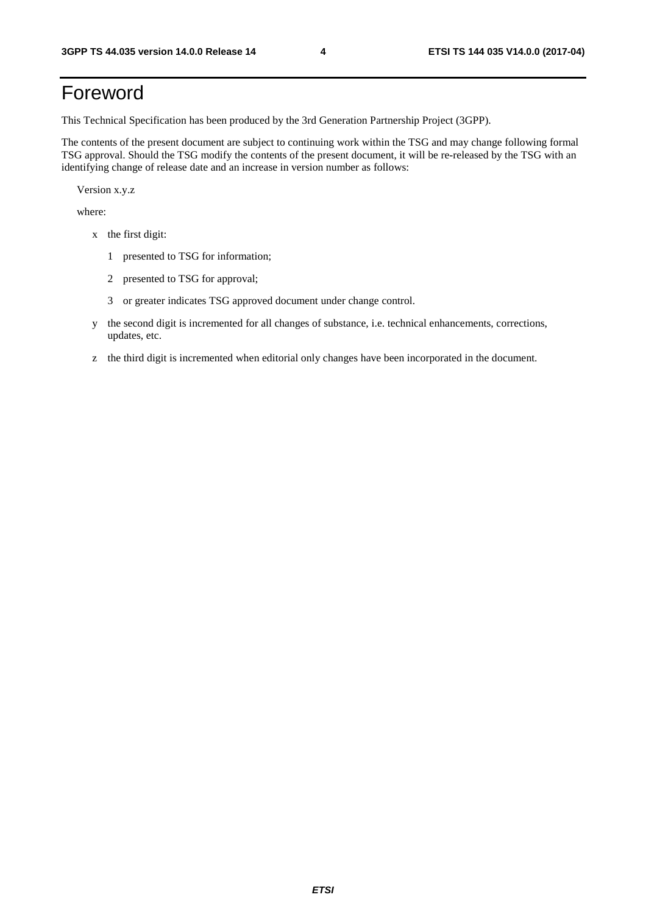# Foreword

This Technical Specification has been produced by the 3rd Generation Partnership Project (3GPP).

The contents of the present document are subject to continuing work within the TSG and may change following formal TSG approval. Should the TSG modify the contents of the present document, it will be re-released by the TSG with an identifying change of release date and an increase in version number as follows:

Version x.y.z

where:

- x the first digit:
  - 1 presented to TSG for information;
  - 2 presented to TSG for approval;
  - 3 or greater indicates TSG approved document under change control.
- y the second digit is incremented for all changes of substance, i.e. technical enhancements, corrections, updates, etc.
- z the third digit is incremented when editorial only changes have been incorporated in the document.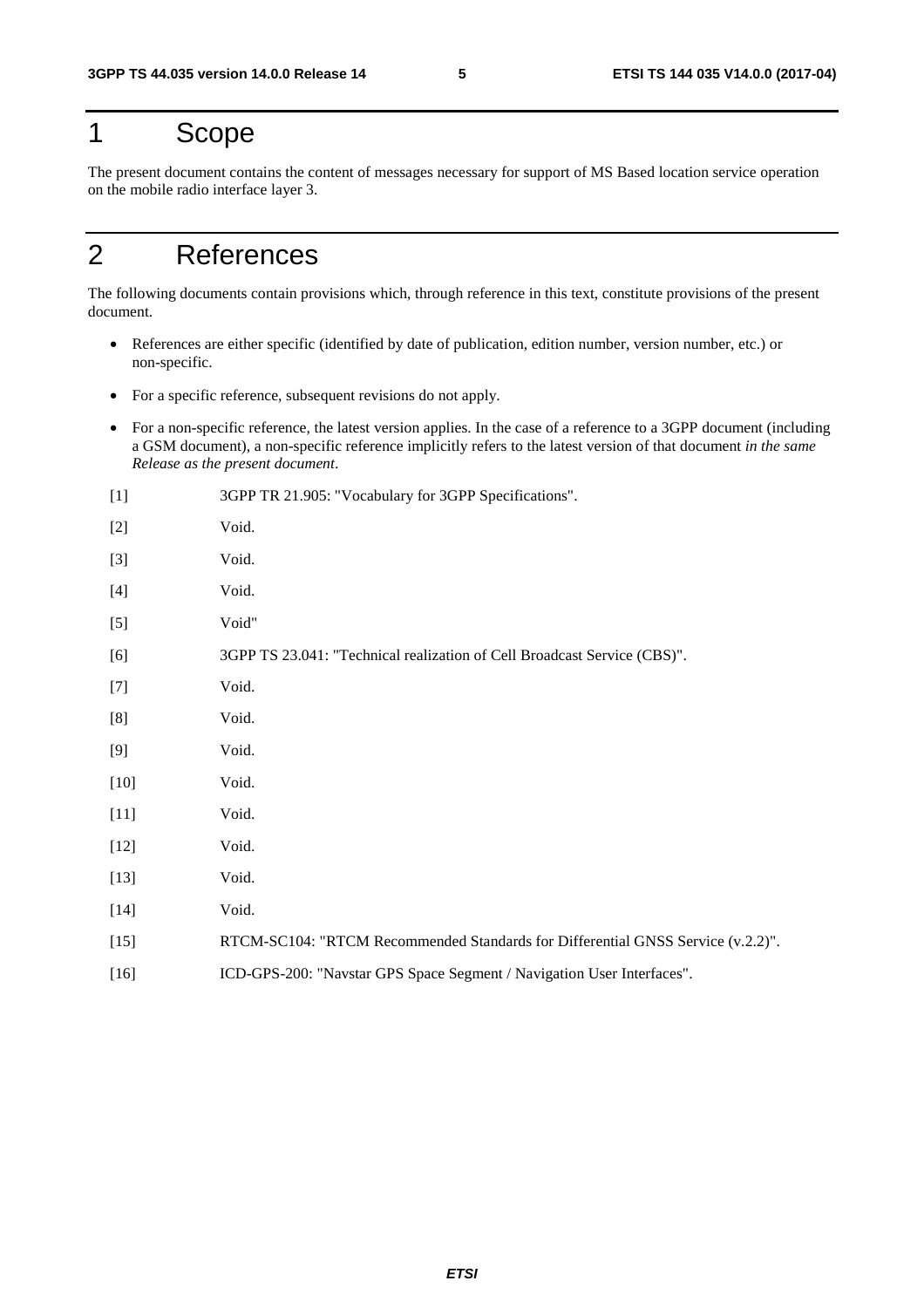# 1 Scope

The present document contains the content of messages necessary for support of MS Based location service operation on the mobile radio interface layer 3.

# 2 References

The following documents contain provisions which, through reference in this text, constitute provisions of the present document.

- References are either specific (identified by date of publication, edition number, version number, etc.) or non-specific.
- For a specific reference, subsequent revisions do not apply.
- For a non-specific reference, the latest version applies. In the case of a reference to a 3GPP document (including a GSM document), a non-specific reference implicitly refers to the latest version of that document *in the same Release as the present document*.

[1] 3GPP TR 21.905: "Vocabulary for 3GPP Specifications".

[2] Void.

[3] Void.

[4] Void.

[5] Void"

[6] 3GPP TS 23.041: "Technical realization of Cell Broadcast Service (CBS)".

[7] Void.

[8] Void.

[9] Void.

[10] Void.

[11] Void.

[12] Void.

[13] Void.

[14] Void.

[15] RTCM-SC104: "RTCM Recommended Standards for Differential GNSS Service (v.2.2)".

[16] ICD-GPS-200: "Navstar GPS Space Segment / Navigation User Interfaces".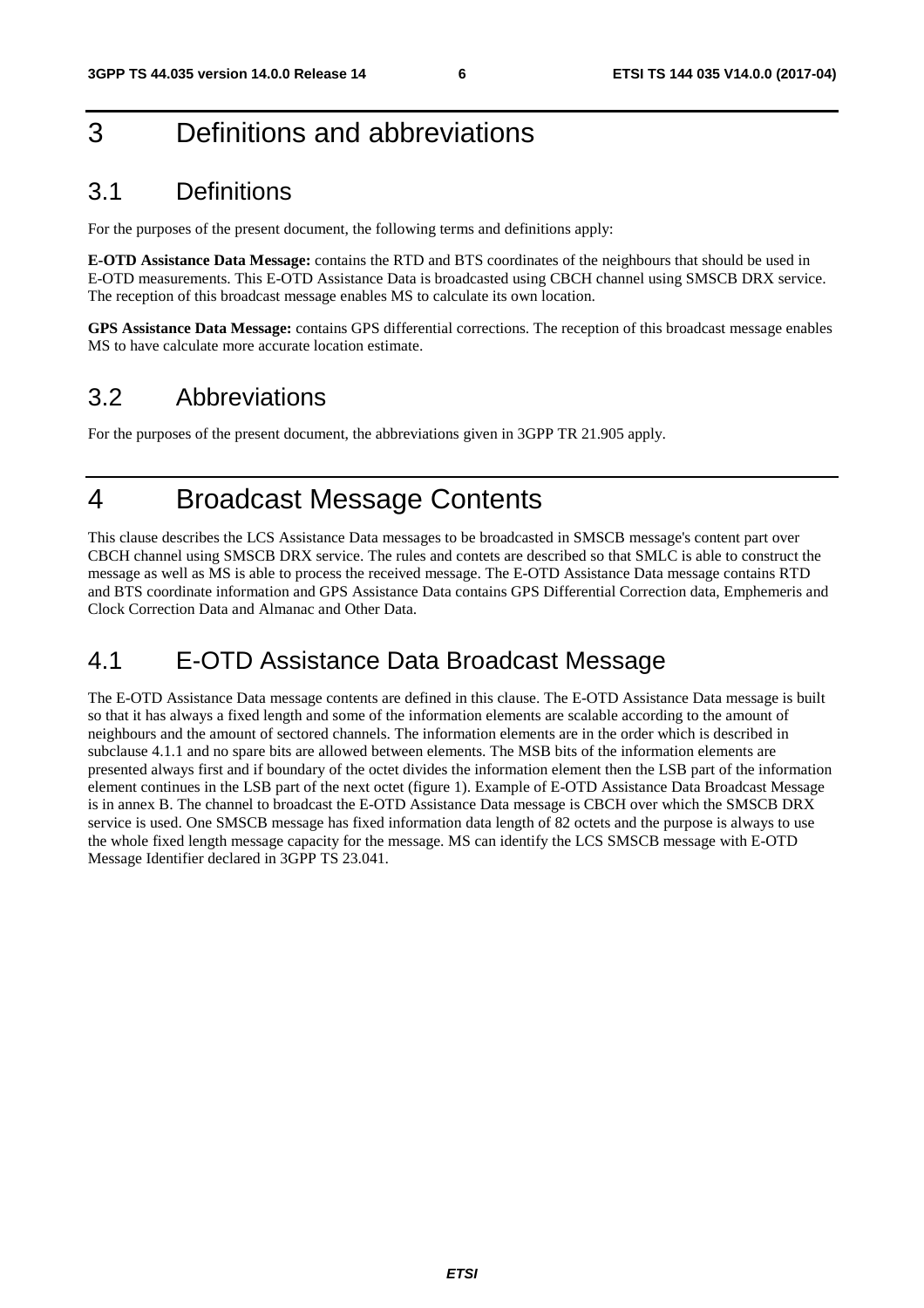# 3 Definitions and abbreviations

## 3.1 Definitions

For the purposes of the present document, the following terms and definitions apply:

**E-OTD Assistance Data Message:** contains the RTD and BTS coordinates of the neighbours that should be used in E-OTD measurements. This E-OTD Assistance Data is broadcasted using CBCH channel using SMSCB DRX service. The reception of this broadcast message enables MS to calculate its own location.

**GPS Assistance Data Message:** contains GPS differential corrections. The reception of this broadcast message enables MS to have calculate more accurate location estimate.

## 3.2 Abbreviations

For the purposes of the present document, the abbreviations given in 3GPP TR 21.905 apply.

# 4 Broadcast Message Contents

This clause describes the LCS Assistance Data messages to be broadcasted in SMSCB message's content part over CBCH channel using SMSCB DRX service. The rules and contets are described so that SMLC is able to construct the message as well as MS is able to process the received message. The E-OTD Assistance Data message contains RTD and BTS coordinate information and GPS Assistance Data contains GPS Differential Correction data, Emphemeris and Clock Correction Data and Almanac and Other Data.

## 4.1 E-OTD Assistance Data Broadcast Message

The E-OTD Assistance Data message contents are defined in this clause. The E-OTD Assistance Data message is built so that it has always a fixed length and some of the information elements are scalable according to the amount of neighbours and the amount of sectored channels. The information elements are in the order which is described in subclause 4.1.1 and no spare bits are allowed between elements. The MSB bits of the information elements are presented always first and if boundary of the octet divides the information element then the LSB part of the information element continues in the LSB part of the next octet (figure 1). Example of E-OTD Assistance Data Broadcast Message is in annex B. The channel to broadcast the E-OTD Assistance Data message is CBCH over which the SMSCB DRX service is used. One SMSCB message has fixed information data length of 82 octets and the purpose is always to use the whole fixed length message capacity for the message. MS can identify the LCS SMSCB message with E-OTD Message Identifier declared in 3GPP TS 23.041.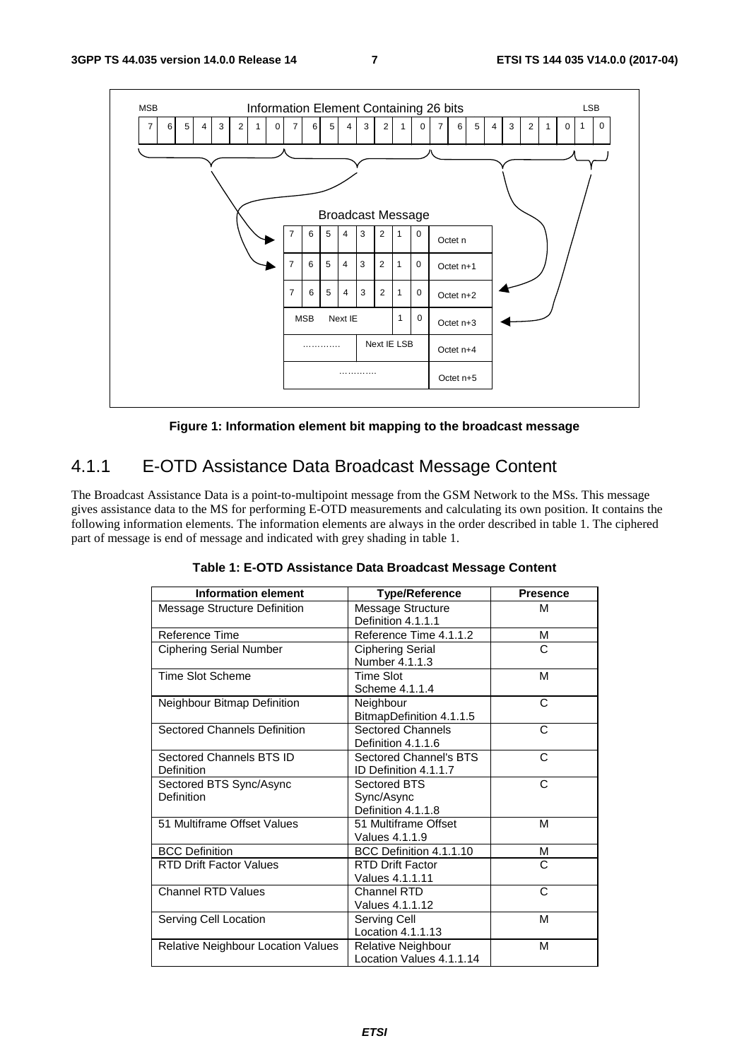MSB Information Element Containing 26 bits LSB

7 6 5 4 3 2 1 0 7 6 5 4 3 2 1 0 7 6 5 4 3 2 1 0 1 0

Broadcast Message

7 6 5 4 3 2 1 0 Octet n

7 6 5 4 3 2 1 0 Octet n+1

7 6 5 4 3 2 1 0 Octet n+2

MSB Next IE 1 0 Octet n+3

…………. Next IE LSB Octet n+4

…………. Octet n+5

**Figure 1: Information element bit mapping to the broadcast message**

### 4.1.1 E-OTD Assistance Data Broadcast Message Content

The Broadcast Assistance Data is a point-to-multipoint message from the GSM Network to the MSs. This message gives assistance data to the MS for performing E-OTD measurements and calculating its own position. It contains the following information elements. The information elements are always in the order described in table 1. The ciphered part of message is end of message and indicated with grey shading in table 1.

**Table 1: E-OTD Assistance Data Broadcast Message Content**

| Information element | Type/Reference | Presence |
|---|---|---|
| Message Structure Definition | Message Structure Definition 4.1.1.1 | M |
| Reference Time | Reference Time 4.1.1.2 | M |
| Ciphering Serial Number | Ciphering Serial Number 4.1.1.3 | C |
| Time Slot Scheme | Time Slot Scheme 4.1.1.4 | M |
| Neighbour Bitmap Definition | Neighbour BitmapDefinition 4.1.1.5 | C |
| Sectored Channels Definition | Sectored Channels Definition 4.1.1.6 | C |
| Sectored Channels BTS ID Definition | Sectored Channel's BTS ID Definition 4.1.1.7 | C |
| Sectored BTS Sync/Async Definition | Sectored BTS Sync/Async Definition 4.1.1.8 | C |
| 51 Multiframe Offset Values | 51 Multiframe Offset Values 4.1.1.9 | M |
| BCC Definition | BCC Definition 4.1.1.10 | M |
| RTD Drift Factor Values | RTD Drift Factor Values 4.1.1.11 | C |
| Channel RTD Values | Channel RTD Values 4.1.1.12 | C |
| Serving Cell Location | Serving Cell Location 4.1.1.13 | M |
| Relative Neighbour Location Values | Relative Neighbour Location Values 4.1.1.14 | M |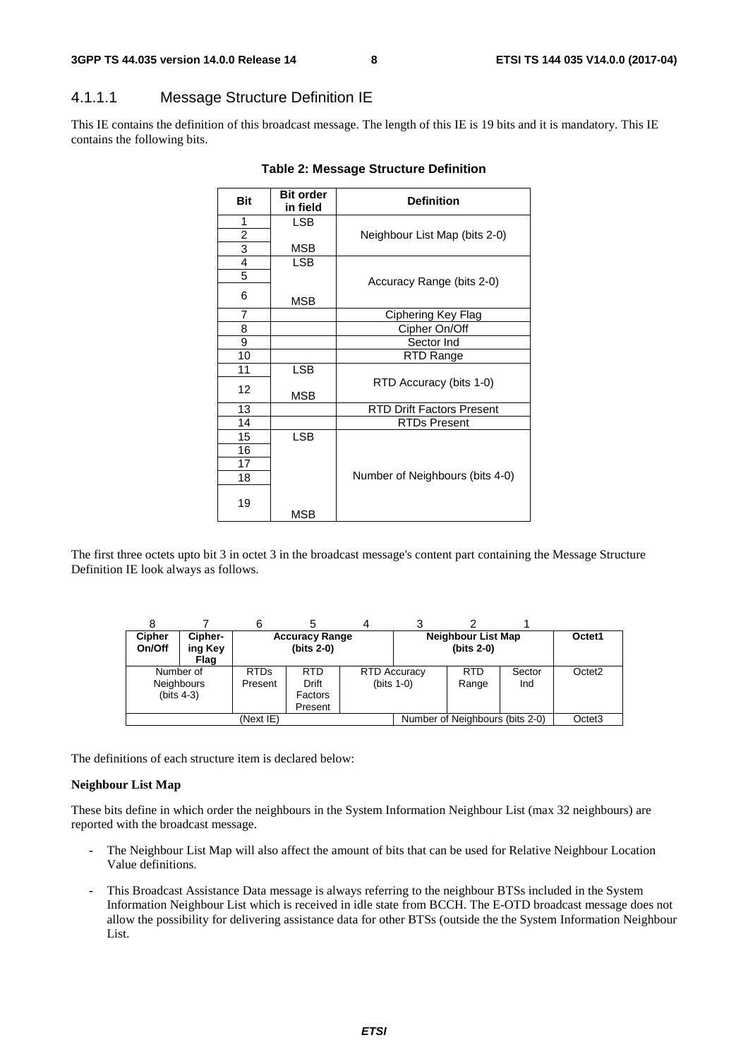### 4.1.1.1 Message Structure Definition IE

This IE contains the definition of this broadcast message. The length of this IE is 19 bits and it is mandatory. This IE contains the following bits.

**Table 2: Message Structure Definition**

| Bit | Bit order in field | Definition |
|---|---|---|
| 1 | LSB | Neighbour List Map (bits 2-0) |
| 2 | | |
| 3 | MSB | |
| 4 | LSB | Accuracy Range (bits 2-0) |
| 5 | | |
| 6 | MSB | |
| 7 | | Ciphering Key Flag |
| 8 | | Cipher On/Off |
| 9 | | Sector Ind |
| 10 | | RTD Range |
| 11 | LSB | RTD Accuracy (bits 1-0) |
| 12 | MSB | |
| 13 | | RTD Drift Factors Present |
| 14 | | RTDs Present |
| 15 | LSB | Number of Neighbours (bits 4-0) |
| 16 | | |
| 17 | | |
| 18 | | |
| 19 | MSB | |

The first three octets upto bit 3 in octet 3 in the broadcast message's content part containing the Message Structure Definition IE look always as follows.

| 8 | 7 | 6 | 5 | 4 | 3 | 2 | 1 | |
|---|---|---|---|---|---|---|---|---|
| **Cipher On/Off** | **Ciphering Key Flag** | **Accuracy Range (bits 2-0)** | | | **Neighbour List Map (bits 2-0)** | | | Octet1 |
| Number of Neighbours (bits 4-3) | | RTDs Present | RTD Drift Factors Present | RTD Accuracy (bits 1-0) | | RTD Range | Sector Ind | Octet2 |
| (Next IE) | | | | | Number of Neighbours (bits 2-0) | | | Octet3 |

The definitions of each structure item is declared below:

**Neighbour List Map**

These bits define in which order the neighbours in the System Information Neighbour List (max 32 neighbours) are reported with the broadcast message.

- The Neighbour List Map will also affect the amount of bits that can be used for Relative Neighbour Location Value definitions.
- This Broadcast Assistance Data message is always referring to the neighbour BTSs included in the System Information Neighbour List which is received in idle state from BCCH. The E-OTD broadcast message does not allow the possibility for delivering assistance data for other BTSs (outside the the System Information Neighbour List.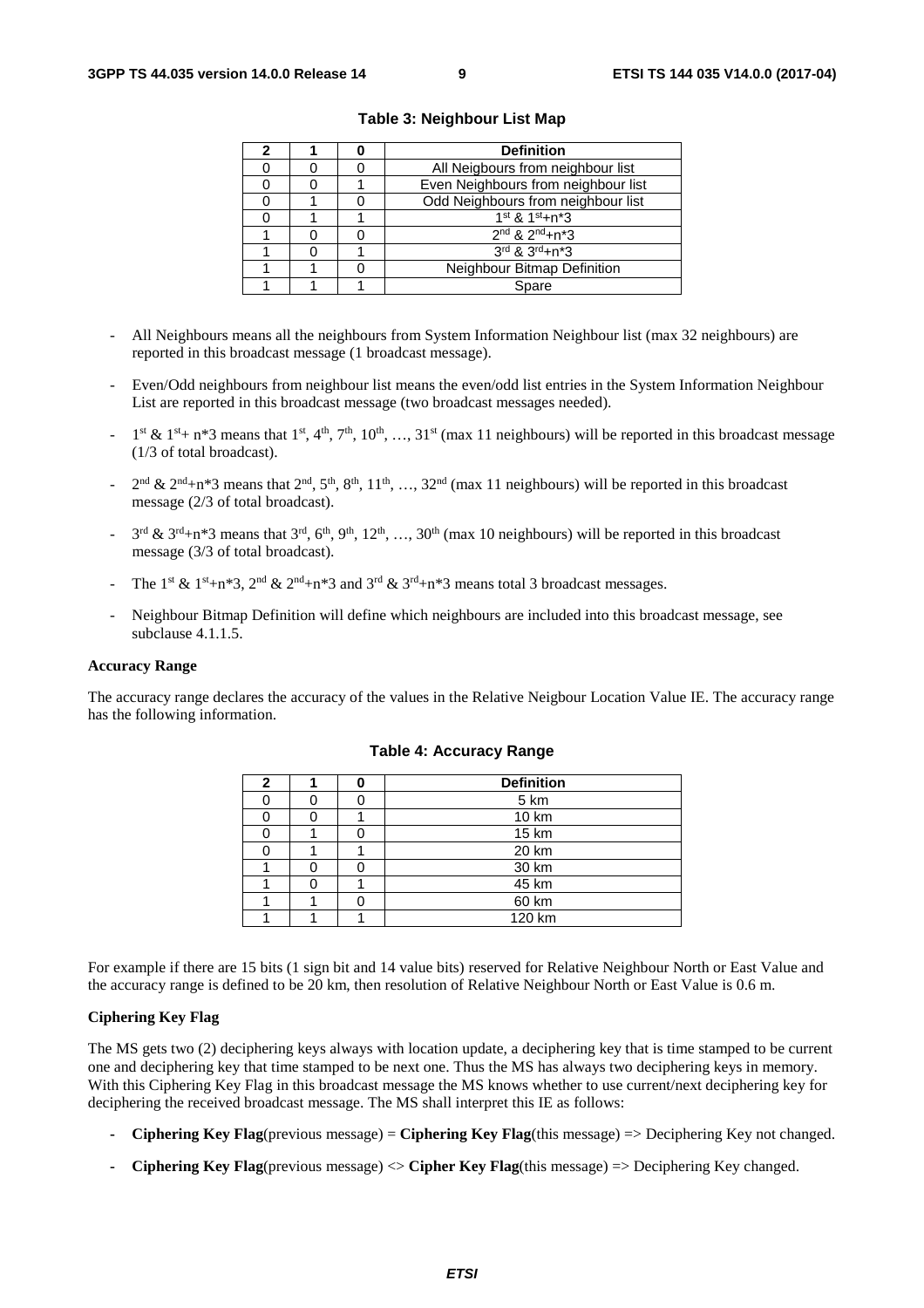**Table 3: Neighbour List Map**

| 2 | 1 | 0 | Definition |
|---|---|---|---|
| 0 | 0 | 0 | All Neigbours from neighbour list |
| 0 | 0 | 1 | Even Neighbours from neighbour list |
| 0 | 1 | 0 | Odd Neighbours from neighbour list |
| 0 | 1 | 1 | $1^{st}$ & $1^{st}$+n*3 |
| 1 | 0 | 0 | $2^{nd}$ & $2^{nd}$+n*3 |
| 1 | 0 | 1 | $3^{rd}$ & $3^{rd}$+n*3 |
| 1 | 1 | 0 | Neighbour Bitmap Definition |
| 1 | 1 | 1 | Spare |

- All Neighbours means all the neighbours from System Information Neighbour list (max 32 neighbours) are reported in this broadcast message (1 broadcast message).
- Even/Odd neighbours from neighbour list means the even/odd list entries in the System Information Neighbour List are reported in this broadcast message (two broadcast messages needed).
- $1^{st}$ & $1^{st}$+ n*3 means that $1^{st}$, $4^{th}$, $7^{th}$, $10^{th}$, …, $31^{st}$ (max 11 neighbours) will be reported in this broadcast message (1/3 of total broadcast).
- $2^{nd}$ & $2^{nd}$+n*3 means that $2^{nd}$, $5^{th}$, $8^{th}$, $11^{th}$, …, $32^{nd}$ (max 11 neighbours) will be reported in this broadcast message (2/3 of total broadcast).
- $3^{rd}$ & $3^{rd}$+n*3 means that $3^{rd}$, $6^{th}$, $9^{th}$, $12^{th}$, …, $30^{th}$ (max 10 neighbours) will be reported in this broadcast message (3/3 of total broadcast).
- The $1^{st}$ & $1^{st}$+n*3, $2^{nd}$ & $2^{nd}$+n*3 and $3^{rd}$ & $3^{rd}$+n*3 means total 3 broadcast messages.
- Neighbour Bitmap Definition will define which neighbours are included into this broadcast message, see subclause 4.1.1.5.

**Accuracy Range**

The accuracy range declares the accuracy of the values in the Relative Neigbour Location Value IE. The accuracy range has the following information.

**Table 4: Accuracy Range**

| 2 | 1 | 0 | Definition |
|---|---|---|---|
| 0 | 0 | 0 | 5 km |
| 0 | 0 | 1 | 10 km |
| 0 | 1 | 0 | 15 km |
| 0 | 1 | 1 | 20 km |
| 1 | 0 | 0 | 30 km |
| 1 | 0 | 1 | 45 km |
| 1 | 1 | 0 | 60 km |
| 1 | 1 | 1 | 120 km |

For example if there are 15 bits (1 sign bit and 14 value bits) reserved for Relative Neighbour North or East Value and the accuracy range is defined to be 20 km, then resolution of Relative Neighbour North or East Value is 0.6 m.

**Ciphering Key Flag**

The MS gets two (2) deciphering keys always with location update, a deciphering key that is time stamped to be current one and deciphering key that time stamped to be next one. Thus the MS has always two deciphering keys in memory. With this Ciphering Key Flag in this broadcast message the MS knows whether to use current/next deciphering key for deciphering the received broadcast message. The MS shall interpret this IE as follows:

- **Ciphering Key Flag**(previous message) = **Ciphering Key Flag**(this message) => Deciphering Key not changed.
- **Ciphering Key Flag**(previous message) <> **Cipher Key Flag**(this message) => Deciphering Key changed.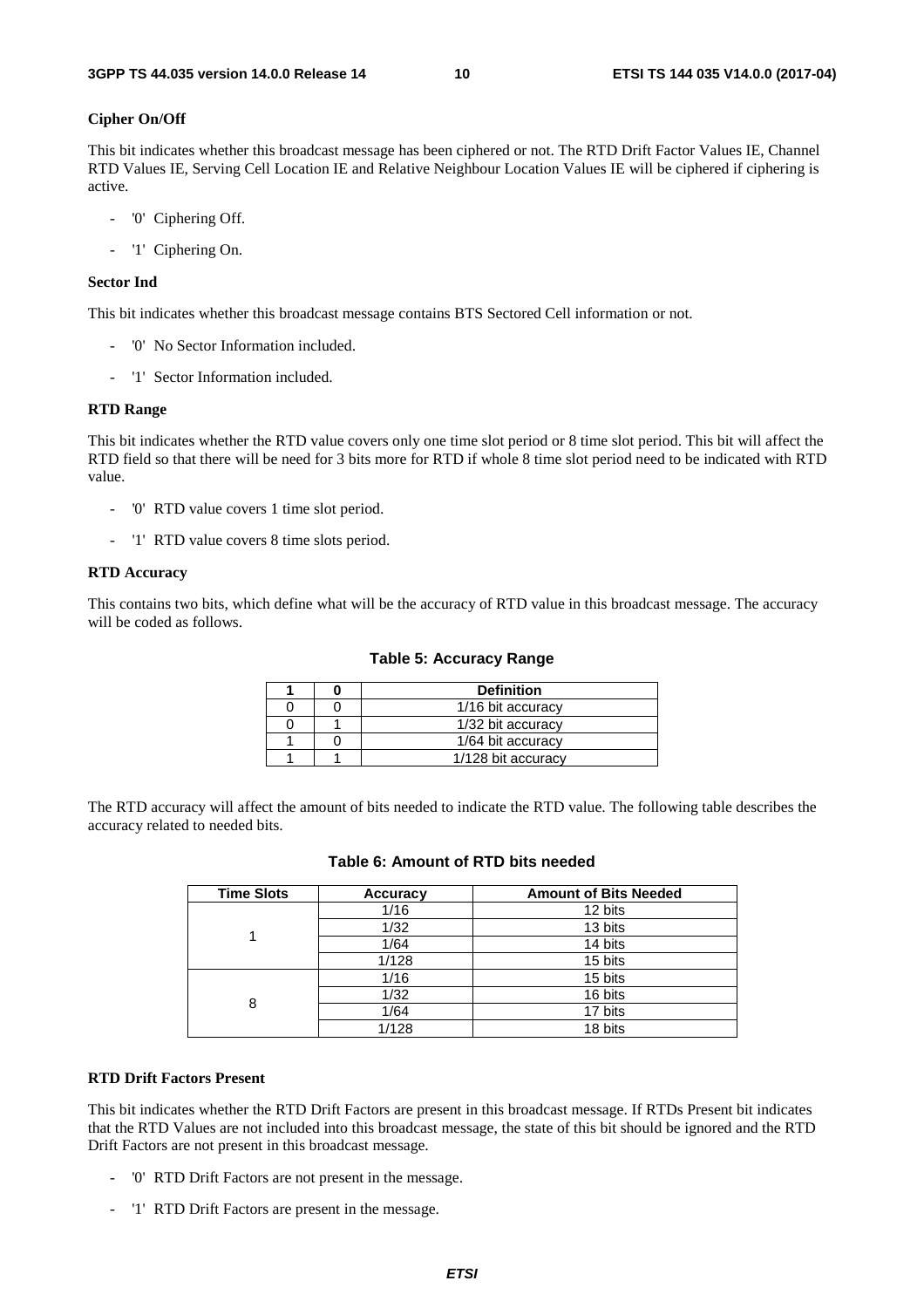**Cipher On/Off**

This bit indicates whether this broadcast message has been ciphered or not. The RTD Drift Factor Values IE, Channel RTD Values IE, Serving Cell Location IE and Relative Neighbour Location Values IE will be ciphered if ciphering is active.

- '0' Ciphering Off.
- '1' Ciphering On.

**Sector Ind**

This bit indicates whether this broadcast message contains BTS Sectored Cell information or not.

- '0' No Sector Information included.
- '1' Sector Information included.

**RTD Range**

This bit indicates whether the RTD value covers only one time slot period or 8 time slot period. This bit will affect the RTD field so that there will be need for 3 bits more for RTD if whole 8 time slot period need to be indicated with RTD value.

- '0' RTD value covers 1 time slot period.
- '1' RTD value covers 8 time slots period.

**RTD Accuracy**

This contains two bits, which define what will be the accuracy of RTD value in this broadcast message. The accuracy will be coded as follows.

**Table 5: Accuracy Range**

| 1 | 0 | Definition |
|---|---|---|
| 0 | 0 | 1/16 bit accuracy |
| 0 | 1 | 1/32 bit accuracy |
| 1 | 0 | 1/64 bit accuracy |
| 1 | 1 | 1/128 bit accuracy |

The RTD accuracy will affect the amount of bits needed to indicate the RTD value. The following table describes the accuracy related to needed bits.

**Table 6: Amount of RTD bits needed**

| Time Slots | Accuracy | Amount of Bits Needed |
|---|---|---|
| 1 | 1/16 | 12 bits |
| | 1/32 | 13 bits |
| | 1/64 | 14 bits |
| | 1/128 | 15 bits |
| 8 | 1/16 | 15 bits |
| | 1/32 | 16 bits |
| | 1/64 | 17 bits |
| | 1/128 | 18 bits |

**RTD Drift Factors Present**

This bit indicates whether the RTD Drift Factors are present in this broadcast message. If RTDs Present bit indicates that the RTD Values are not included into this broadcast message, the state of this bit should be ignored and the RTD Drift Factors are not present in this broadcast message.

- '0' RTD Drift Factors are not present in the message.
- '1' RTD Drift Factors are present in the message.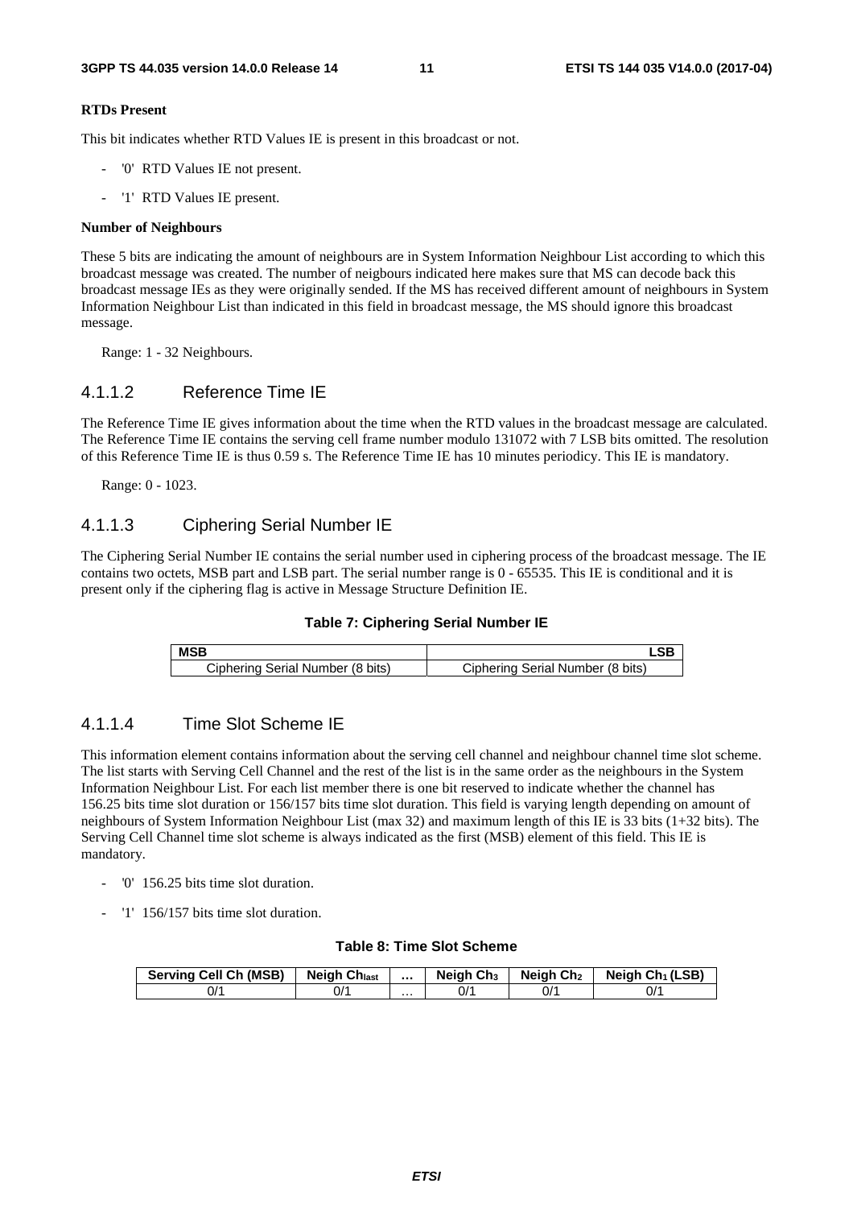**RTDs Present**

This bit indicates whether RTD Values IE is present in this broadcast or not.

- '0' RTD Values IE not present.
- '1' RTD Values IE present.

**Number of Neighbours**

These 5 bits are indicating the amount of neighbours are in System Information Neighbour List according to which this broadcast message was created. The number of neigbours indicated here makes sure that MS can decode back this broadcast message IEs as they were originally sended. If the MS has received different amount of neighbours in System Information Neighbour List than indicated in this field in broadcast message, the MS should ignore this broadcast message.

Range: 1 - 32 Neighbours.

### 4.1.1.2 Reference Time IE

The Reference Time IE gives information about the time when the RTD values in the broadcast message are calculated. The Reference Time IE contains the serving cell frame number modulo 131072 with 7 LSB bits omitted. The resolution of this Reference Time IE is thus 0.59 s. The Reference Time IE has 10 minutes periodicy. This IE is mandatory.

Range: 0 - 1023.

### 4.1.1.3 Ciphering Serial Number IE

The Ciphering Serial Number IE contains the serial number used in ciphering process of the broadcast message. The IE contains two octets, MSB part and LSB part. The serial number range is 0 - 65535. This IE is conditional and it is present only if the ciphering flag is active in Message Structure Definition IE.

**Table 7: Ciphering Serial Number IE**

| MSB | LSB |
|---|---|
| Ciphering Serial Number (8 bits) | Ciphering Serial Number (8 bits) |

### 4.1.1.4 Time Slot Scheme IE

This information element contains information about the serving cell channel and neighbour channel time slot scheme. The list starts with Serving Cell Channel and the rest of the list is in the same order as the neighbours in the System Information Neighbour List. For each list member there is one bit reserved to indicate whether the channel has 156.25 bits time slot duration or 156/157 bits time slot duration. This field is varying length depending on amount of neighbours of System Information Neighbour List (max 32) and maximum length of this IE is 33 bits (1+32 bits). The Serving Cell Channel time slot scheme is always indicated as the first (MSB) element of this field. This IE is mandatory.

- '0' 156.25 bits time slot duration.
- '1' 156/157 bits time slot duration.

**Table 8: Time Slot Scheme**

| Serving Cell Ch (MSB) | Neigh $Ch_{last}$ | … | Neigh $Ch_3$ | Neigh $Ch_2$ | Neigh $Ch_1$ (LSB) |
|---|---|---|---|---|---|
| 0/1 | 0/1 | … | 0/1 | 0/1 | 0/1 |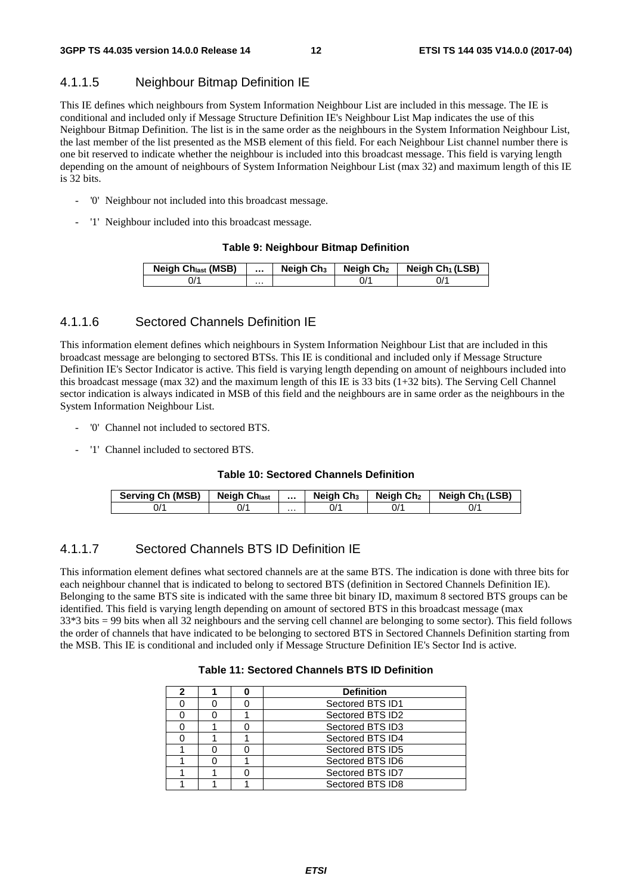### 4.1.1.5 Neighbour Bitmap Definition IE

This IE defines which neighbours from System Information Neighbour List are included in this message. The IE is conditional and included only if Message Structure Definition IE's Neighbour List Map indicates the use of this Neighbour Bitmap Definition. The list is in the same order as the neighbours in the System Information Neighbour List, the last member of the list presented as the MSB element of this field. For each Neighbour List channel number there is one bit reserved to indicate whether the neighbour is included into this broadcast message. This field is varying length depending on the amount of neighbours of System Information Neighbour List (max 32) and maximum length of this IE is 32 bits.

- '0' Neighbour not included into this broadcast message.
- '1' Neighbour included into this broadcast message.

**Table 9: Neighbour Bitmap Definition**

| Neigh $Ch_{last}$ (MSB) | ... | Neigh $Ch_3$ | Neigh $Ch_2$ | Neigh $Ch_1$ (LSB) |
|---|---|---|---|---|
| 0/1 | ... | | 0/1 | 0/1 |

### 4.1.1.6 Sectored Channels Definition IE

This information element defines which neighbours in System Information Neighbour List that are included in this broadcast message are belonging to sectored BTSs. This IE is conditional and included only if Message Structure Definition IE's Sector Indicator is active. This field is varying length depending on amount of neighbours included into this broadcast message (max 32) and the maximum length of this IE is 33 bits (1+32 bits). The Serving Cell Channel sector indication is always indicated in MSB of this field and the neighbours are in same order as the neighbours in the System Information Neighbour List.

- '0' Channel not included to sectored BTS.
- '1' Channel included to sectored BTS.

**Table 10: Sectored Channels Definition**

| Serving Ch (MSB) | Neigh $Ch_{last}$ | ... | Neigh $Ch_3$ | Neigh $Ch_2$ | Neigh $Ch_1$ (LSB) |
|---|---|---|---|---|---|
| 0/1 | 0/1 | ... | 0/1 | 0/1 | 0/1 |

### 4.1.1.7 Sectored Channels BTS ID Definition IE

This information element defines what sectored channels are at the same BTS. The indication is done with three bits for each neighbour channel that is indicated to belong to sectored BTS (definition in Sectored Channels Definition IE). Belonging to the same BTS site is indicated with the same three bit binary ID, maximum 8 sectored BTS groups can be identified. This field is varying length depending on amount of sectored BTS in this broadcast message (max 33*3 bits = 99 bits when all 32 neighbours and the serving cell channel are belonging to some sector). This field follows the order of channels that have indicated to be belonging to sectored BTS in Sectored Channels Definition starting from the MSB. This IE is conditional and included only if Message Structure Definition IE's Sector Ind is active.

**Table 11: Sectored Channels BTS ID Definition**

| 2 | 1 | 0 | Definition |
|---|---|---|---|
| 0 | 0 | 0 | Sectored BTS ID1 |
| 0 | 0 | 1 | Sectored BTS ID2 |
| 0 | 1 | 0 | Sectored BTS ID3 |
| 0 | 1 | 1 | Sectored BTS ID4 |
| 1 | 0 | 0 | Sectored BTS ID5 |
| 1 | 0 | 1 | Sectored BTS ID6 |
| 1 | 1 | 0 | Sectored BTS ID7 |
| 1 | 1 | 1 | Sectored BTS ID8 |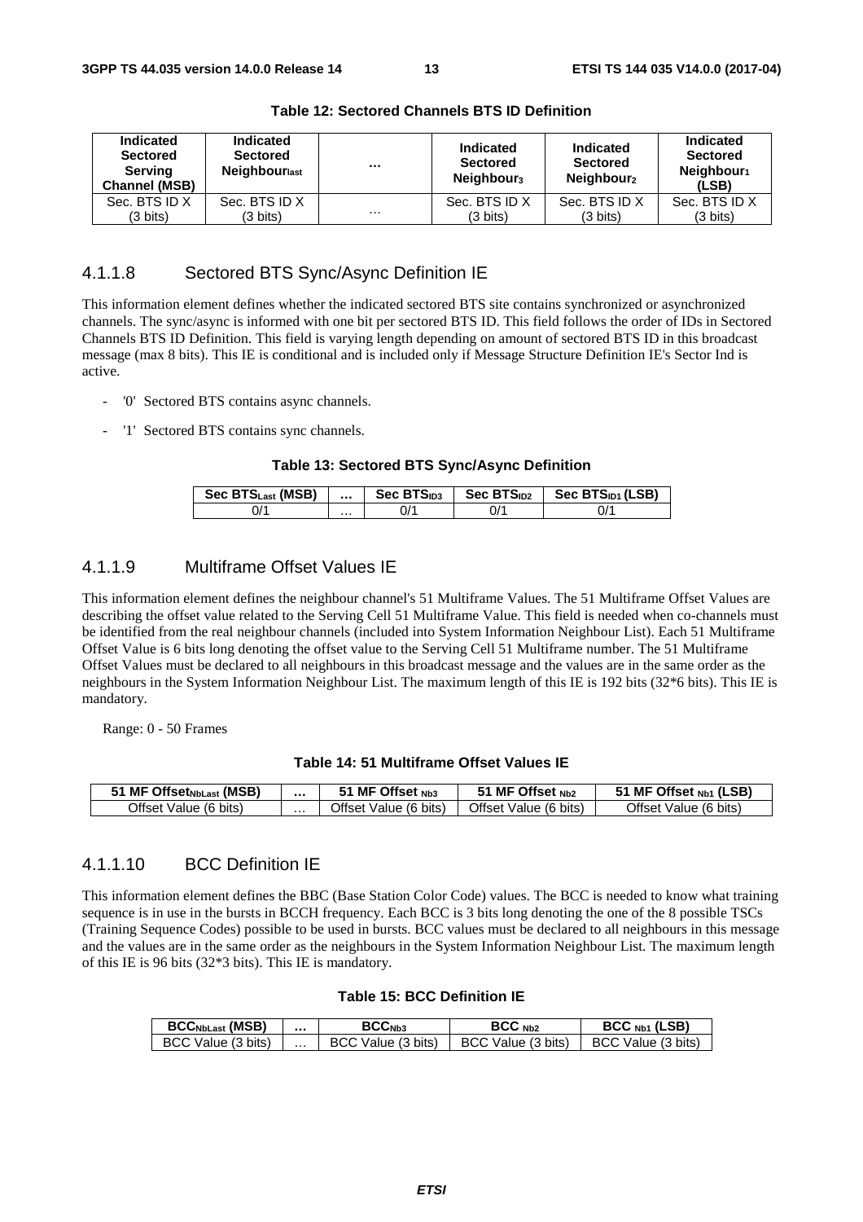**Table 12: Sectored Channels BTS ID Definition**

| Indicated Sectored Serving Channel (MSB) | Indicated Sectored $Neighbour_{last}$ | ... | Indicated Sectored $Neighbour_3$ | Indicated Sectored $Neighbour_2$ | Indicated Sectored $Neighbour_1$ (LSB) |
|---|---|---|---|---|---|
| Sec. BTS ID X (3 bits) | Sec. BTS ID X (3 bits) | ... | Sec. BTS ID X (3 bits) | Sec. BTS ID X (3 bits) | Sec. BTS ID X (3 bits) |

### 4.1.1.8 Sectored BTS Sync/Async Definition IE

This information element defines whether the indicated sectored BTS site contains synchronized or asynchronized channels. The sync/async is informed with one bit per sectored BTS ID. This field follows the order of IDs in Sectored Channels BTS ID Definition. This field is varying length depending on amount of sectored BTS ID in this broadcast message (max 8 bits). This IE is conditional and is included only if Message Structure Definition IE's Sector Ind is active.

- '0' Sectored BTS contains async channels.
- '1' Sectored BTS contains sync channels.

**Table 13: Sectored BTS Sync/Async Definition**

| Sec $BTS_{Last}$ (MSB) | ... | Sec $BTS_{ID3}$ | Sec $BTS_{ID2}$ | Sec $BTS_{ID1}$ (LSB) |
|---|---|---|---|---|
| 0/1 | ... | 0/1 | 0/1 | 0/1 |

### 4.1.1.9 Multiframe Offset Values IE

This information element defines the neighbour channel's 51 Multiframe Values. The 51 Multiframe Offset Values are describing the offset value related to the Serving Cell 51 Multiframe Value. This field is needed when co-channels must be identified from the real neighbour channels (included into System Information Neighbour List). Each 51 Multiframe Offset Value is 6 bits long denoting the offset value to the Serving Cell 51 Multiframe number. The 51 Multiframe Offset Values must be declared to all neighbours in this broadcast message and the values are in the same order as the neighbours in the System Information Neighbour List. The maximum length of this IE is 192 bits (32*6 bits). This IE is mandatory.

Range: 0 - 50 Frames

**Table 14: 51 Multiframe Offset Values IE**

| 51 MF $Offset_{NbLast}$ (MSB) | ... | 51 MF Offset $_{Nb3}$ | 51 MF Offset $_{Nb2}$ | 51 MF Offset $_{Nb1}$ (LSB) |
|---|---|---|---|---|
| Offset Value (6 bits) | ... | Offset Value (6 bits) | Offset Value (6 bits) | Offset Value (6 bits) |

### 4.1.1.10 BCC Definition IE

This information element defines the BBC (Base Station Color Code) values. The BCC is needed to know what training sequence is in use in the bursts in BCCH frequency. Each BCC is 3 bits long denoting the one of the 8 possible TSCs (Training Sequence Codes) possible to be used in bursts. BCC values must be declared to all neighbours in this message and the values are in the same order as the neighbours in the System Information Neighbour List. The maximum length of this IE is 96 bits (32*3 bits). This IE is mandatory.

**Table 15: BCC Definition IE**

| $BCC_{NbLast}$ (MSB) | ... | $BCC_{Nb3}$ | BCC $_{Nb2}$ | BCC $_{Nb1}$ (LSB) |
|---|---|---|---|---|
| BCC Value (3 bits) | ... | BCC Value (3 bits) | BCC Value (3 bits) | BCC Value (3 bits) |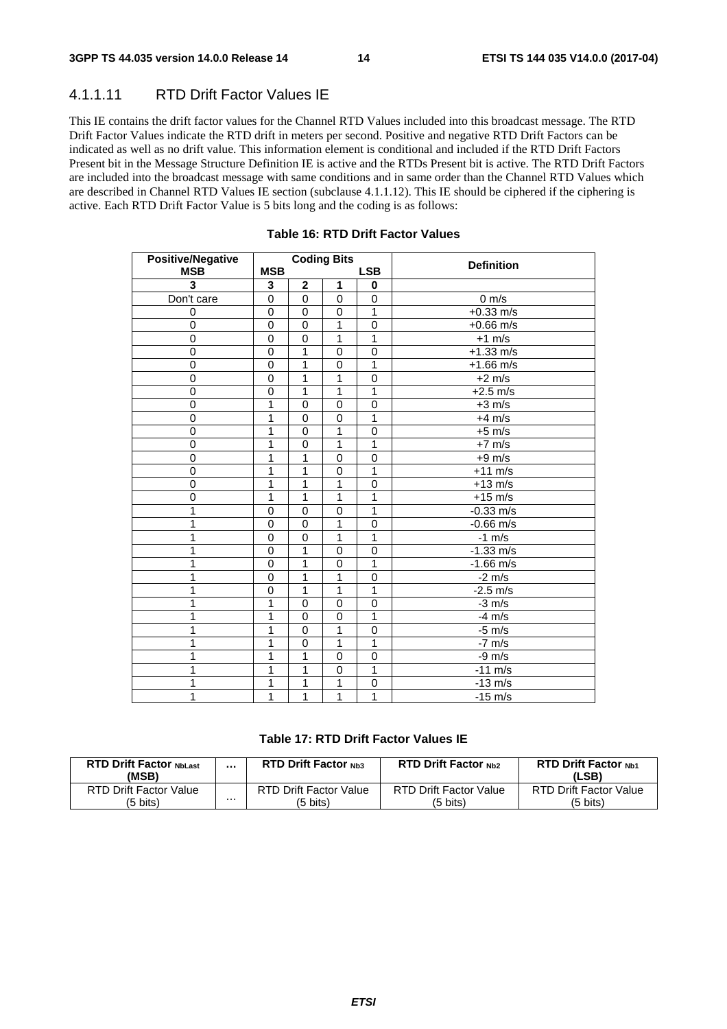### 4.1.1.11 RTD Drift Factor Values IE

This IE contains the drift factor values for the Channel RTD Values included into this broadcast message. The RTD Drift Factor Values indicate the RTD drift in meters per second. Positive and negative RTD Drift Factors can be indicated as well as no drift value. This information element is conditional and included if the RTD Drift Factors Present bit in the Message Structure Definition IE is active and the RTDs Present bit is active. The RTD Drift Factors are included into the broadcast message with same conditions and in same order than the Channel RTD Values which are described in Channel RTD Values IE section (subclause 4.1.1.12). This IE should be ciphered if the ciphering is active. Each RTD Drift Factor Value is 5 bits long and the coding is as follows:

**Table 16: RTD Drift Factor Values**

| Positive/Negative MSB | Coding Bits MSB | | | LSB | Definition |
|---|---|---|---|---|---|
| 3 | 3 | 2 | 1 | 0 | |
| Don't care | 0 | 0 | 0 | 0 | 0 m/s |
| 0 | 0 | 0 | 0 | 1 | +0.33 m/s |
| 0 | 0 | 0 | 1 | 0 | +0.66 m/s |
| 0 | 0 | 0 | 1 | 1 | +1 m/s |
| 0 | 0 | 1 | 0 | 0 | +1.33 m/s |
| 0 | 0 | 1 | 0 | 1 | +1.66 m/s |
| 0 | 0 | 1 | 1 | 0 | +2 m/s |
| 0 | 0 | 1 | 1 | 1 | +2.5 m/s |
| 0 | 1 | 0 | 0 | 0 | +3 m/s |
| 0 | 1 | 0 | 0 | 1 | +4 m/s |
| 0 | 1 | 0 | 1 | 0 | +5 m/s |
| 0 | 1 | 0 | 1 | 1 | +7 m/s |
| 0 | 1 | 1 | 0 | 0 | +9 m/s |
| 0 | 1 | 1 | 0 | 1 | +11 m/s |
| 0 | 1 | 1 | 1 | 0 | +13 m/s |
| 0 | 1 | 1 | 1 | 1 | +15 m/s |
| 1 | 0 | 0 | 0 | 1 | -0.33 m/s |
| 1 | 0 | 0 | 1 | 0 | -0.66 m/s |
| 1 | 0 | 0 | 1 | 1 | -1 m/s |
| 1 | 0 | 1 | 0 | 0 | -1.33 m/s |
| 1 | 0 | 1 | 0 | 1 | -1.66 m/s |
| 1 | 0 | 1 | 1 | 0 | -2 m/s |
| 1 | 0 | 1 | 1 | 1 | -2.5 m/s |
| 1 | 1 | 0 | 0 | 0 | -3 m/s |
| 1 | 1 | 0 | 0 | 1 | -4 m/s |
| 1 | 1 | 0 | 1 | 0 | -5 m/s |
| 1 | 1 | 0 | 1 | 1 | -7 m/s |
| 1 | 1 | 1 | 0 | 0 | -9 m/s |
| 1 | 1 | 1 | 0 | 1 | -11 m/s |
| 1 | 1 | 1 | 1 | 0 | -13 m/s |
| 1 | 1 | 1 | 1 | 1 | -15 m/s |

**Table 17: RTD Drift Factor Values IE**

| RTD Drift Factor $_{NbLast}$ (MSB) | … | RTD Drift Factor $_{Nb3}$ | RTD Drift Factor $_{Nb2}$ | RTD Drift Factor $_{Nb1}$ (LSB) |
|---|---|---|---|---|
| RTD Drift Factor Value (5 bits) | … | RTD Drift Factor Value (5 bits) | RTD Drift Factor Value (5 bits) | RTD Drift Factor Value (5 bits) |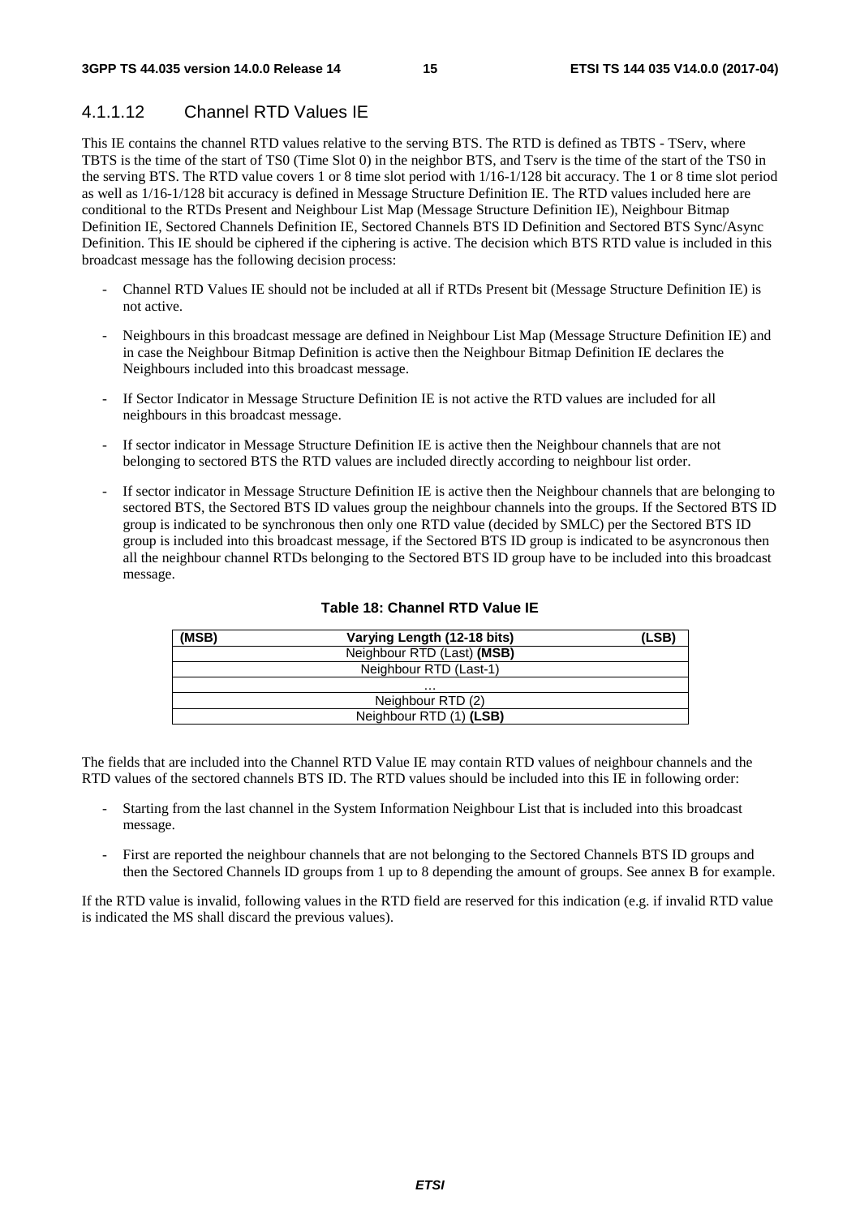### 4.1.1.12 Channel RTD Values IE

This IE contains the channel RTD values relative to the serving BTS. The RTD is defined as TBTS - TServ, where TBTS is the time of the start of TS0 (Time Slot 0) in the neighbor BTS, and Tserv is the time of the start of the TS0 in the serving BTS. The RTD value covers 1 or 8 time slot period with 1/16-1/128 bit accuracy. The 1 or 8 time slot period as well as 1/16-1/128 bit accuracy is defined in Message Structure Definition IE. The RTD values included here are conditional to the RTDs Present and Neighbour List Map (Message Structure Definition IE), Neighbour Bitmap Definition IE, Sectored Channels Definition IE, Sectored Channels BTS ID Definition and Sectored BTS Sync/Async Definition. This IE should be ciphered if the ciphering is active. The decision which BTS RTD value is included in this broadcast message has the following decision process:

- Channel RTD Values IE should not be included at all if RTDs Present bit (Message Structure Definition IE) is not active.
- Neighbours in this broadcast message are defined in Neighbour List Map (Message Structure Definition IE) and in case the Neighbour Bitmap Definition is active then the Neighbour Bitmap Definition IE declares the Neighbours included into this broadcast message.
- If Sector Indicator in Message Structure Definition IE is not active the RTD values are included for all neighbours in this broadcast message.
- If sector indicator in Message Structure Definition IE is active then the Neighbour channels that are not belonging to sectored BTS the RTD values are included directly according to neighbour list order.
- If sector indicator in Message Structure Definition IE is active then the Neighbour channels that are belonging to sectored BTS, the Sectored BTS ID values group the neighbour channels into the groups. If the Sectored BTS ID group is indicated to be synchronous then only one RTD value (decided by SMLC) per the Sectored BTS ID group is included into this broadcast message, if the Sectored BTS ID group is indicated to be asyncronous then all the neighbour channel RTDs belonging to the Sectored BTS ID group have to be included into this broadcast message.

**Table 18: Channel RTD Value IE**

| (MSB) Varying Length (12-18 bits) (LSB) |
|---|
| Neighbour RTD (Last) **(MSB)** |
| Neighbour RTD (Last-1) |
| … |
| Neighbour RTD (2) |
| Neighbour RTD (1) **(LSB)** |

The fields that are included into the Channel RTD Value IE may contain RTD values of neighbour channels and the RTD values of the sectored channels BTS ID. The RTD values should be included into this IE in following order:

- Starting from the last channel in the System Information Neighbour List that is included into this broadcast message.
- First are reported the neighbour channels that are not belonging to the Sectored Channels BTS ID groups and then the Sectored Channels ID groups from 1 up to 8 depending the amount of groups. See annex B for example.

If the RTD value is invalid, following values in the RTD field are reserved for this indication (e.g. if invalid RTD value is indicated the MS shall discard the previous values).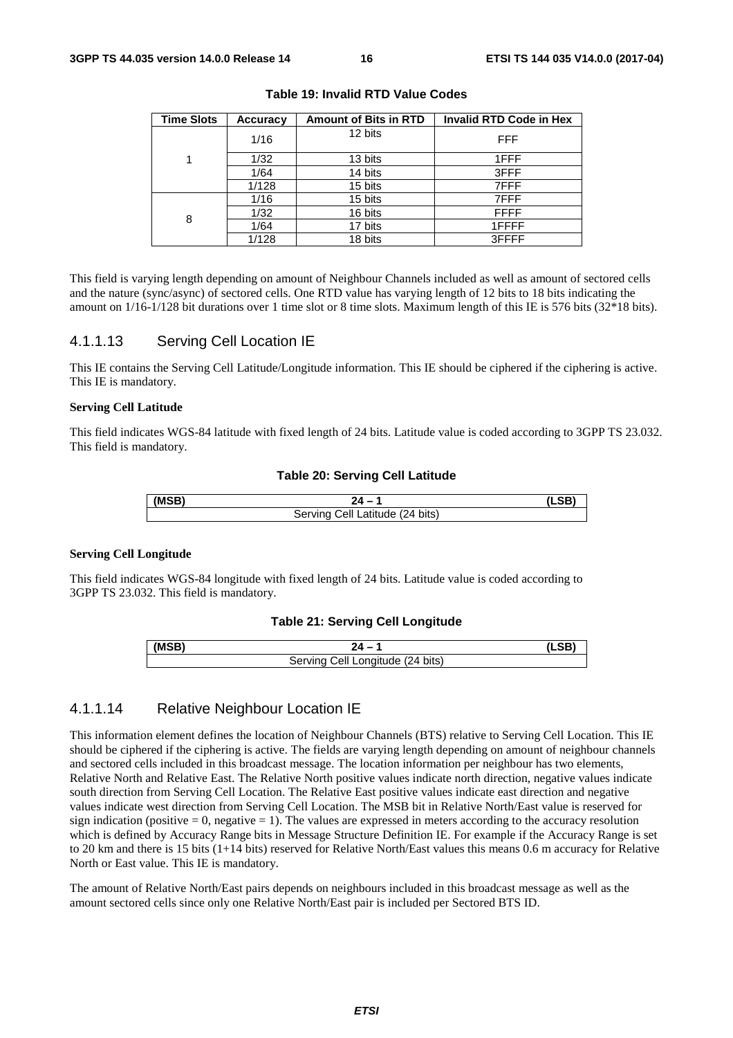**Table 19: Invalid RTD Value Codes**

| Time Slots | Accuracy | Amount of Bits in RTD | Invalid RTD Code in Hex |
|---|---|---|---|
| 1 | 1/16 | 12 bits | FFF |
| | 1/32 | 13 bits | 1FFF |
| | 1/64 | 14 bits | 3FFF |
| | 1/128 | 15 bits | 7FFF |
| 8 | 1/16 | 15 bits | 7FFF |
| | 1/32 | 16 bits | FFFF |
| | 1/64 | 17 bits | 1FFFF |
| | 1/128 | 18 bits | 3FFFF |

This field is varying length depending on amount of Neighbour Channels included as well as amount of sectored cells and the nature (sync/async) of sectored cells. One RTD value has varying length of 12 bits to 18 bits indicating the amount on 1/16-1/128 bit durations over 1 time slot or 8 time slots. Maximum length of this IE is 576 bits (32*18 bits).

### 4.1.1.13 Serving Cell Location IE

This IE contains the Serving Cell Latitude/Longitude information. This IE should be ciphered if the ciphering is active. This IE is mandatory.

**Serving Cell Latitude**

This field indicates WGS-84 latitude with fixed length of 24 bits. Latitude value is coded according to 3GPP TS 23.032. This field is mandatory.

**Table 20: Serving Cell Latitude**

| (MSB) | 24 – 1 | (LSB) |
|---|---|---|
| Serving Cell Latitude (24 bits) | | |

**Serving Cell Longitude**

This field indicates WGS-84 longitude with fixed length of 24 bits. Latitude value is coded according to 3GPP TS 23.032. This field is mandatory.

**Table 21: Serving Cell Longitude**

| (MSB) | 24 – 1 | (LSB) |
|---|---|---|
| Serving Cell Longitude (24 bits) | | |

### 4.1.1.14 Relative Neighbour Location IE

This information element defines the location of Neighbour Channels (BTS) relative to Serving Cell Location. This IE should be ciphered if the ciphering is active. The fields are varying length depending on amount of neighbour channels and sectored cells included in this broadcast message. The location information per neighbour has two elements, Relative North and Relative East. The Relative North positive values indicate north direction, negative values indicate south direction from Serving Cell Location. The Relative East positive values indicate east direction and negative values indicate west direction from Serving Cell Location. The MSB bit in Relative North/East value is reserved for sign indication (positive = 0, negative = 1). The values are expressed in meters according to the accuracy resolution which is defined by Accuracy Range bits in Message Structure Definition IE. For example if the Accuracy Range is set to 20 km and there is 15 bits (1+14 bits) reserved for Relative North/East values this means 0.6 m accuracy for Relative North or East value. This IE is mandatory.

The amount of Relative North/East pairs depends on neighbours included in this broadcast message as well as the amount sectored cells since only one Relative North/East pair is included per Sectored BTS ID.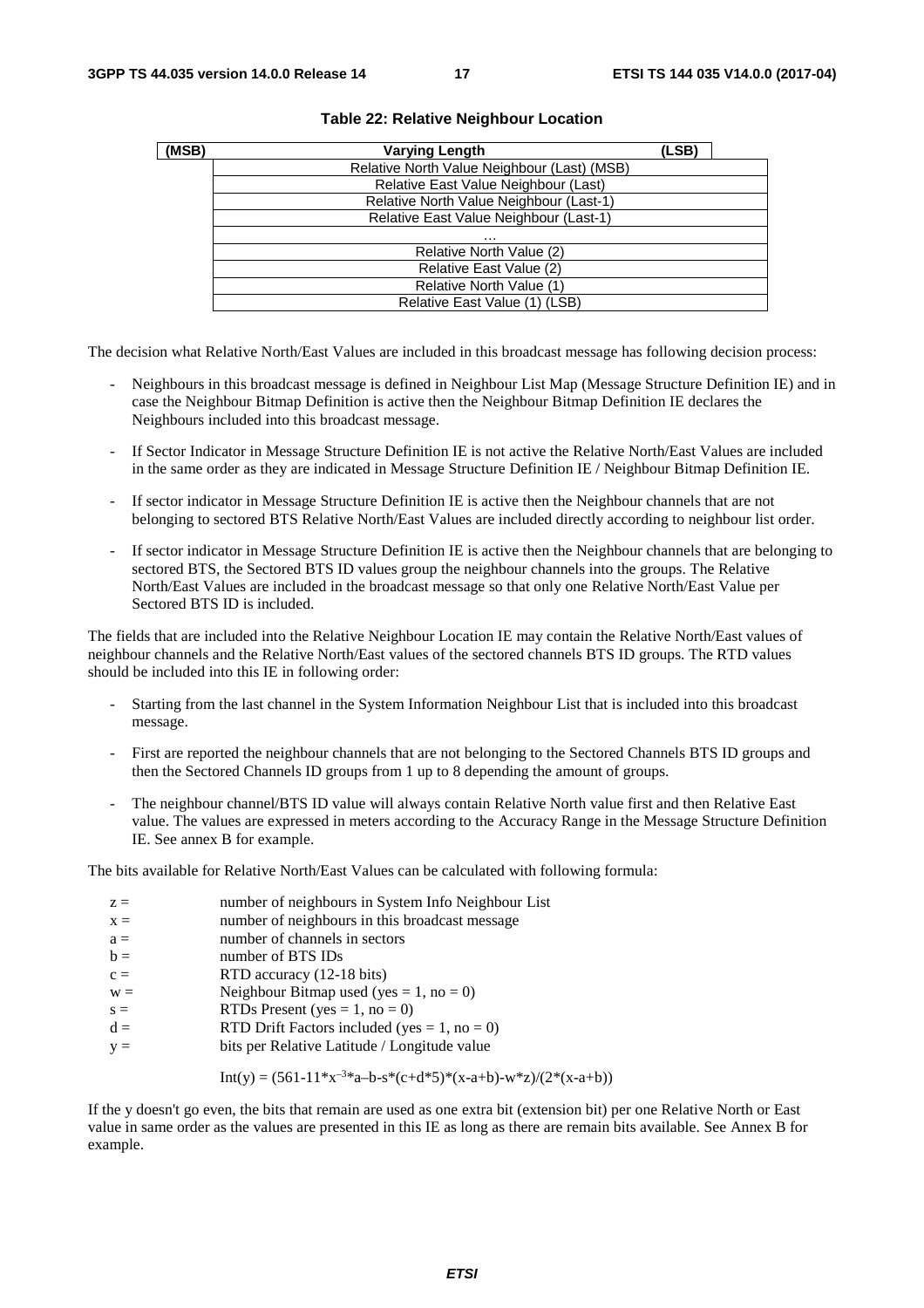**Table 22: Relative Neighbour Location**

| (MSB) | Varying Length (LSB) |
|---|---|
| | Relative North Value Neighbour (Last) (MSB) |
| | Relative East Value Neighbour (Last) |
| | Relative North Value Neighbour (Last-1) |
| | Relative East Value Neighbour (Last-1) |
| | ... |
| | Relative North Value (2) |
| | Relative East Value (2) |
| | Relative North Value (1) |
| | Relative East Value (1) (LSB) |

The decision what Relative North/East Values are included in this broadcast message has following decision process:

- Neighbours in this broadcast message is defined in Neighbour List Map (Message Structure Definition IE) and in case the Neighbour Bitmap Definition is active then the Neighbour Bitmap Definition IE declares the Neighbours included into this broadcast message.
- If Sector Indicator in Message Structure Definition IE is not active the Relative North/East Values are included in the same order as they are indicated in Message Structure Definition IE / Neighbour Bitmap Definition IE.
- If sector indicator in Message Structure Definition IE is active then the Neighbour channels that are not belonging to sectored BTS Relative North/East Values are included directly according to neighbour list order.
- If sector indicator in Message Structure Definition IE is active then the Neighbour channels that are belonging to sectored BTS, the Sectored BTS ID values group the neighbour channels into the groups. The Relative North/East Values are included in the broadcast message so that only one Relative North/East Value per Sectored BTS ID is included.

The fields that are included into the Relative Neighbour Location IE may contain the Relative North/East values of neighbour channels and the Relative North/East values of the sectored channels BTS ID groups. The RTD values should be included into this IE in following order:

- Starting from the last channel in the System Information Neighbour List that is included into this broadcast message.
- First are reported the neighbour channels that are not belonging to the Sectored Channels BTS ID groups and then the Sectored Channels ID groups from 1 up to 8 depending the amount of groups.
- The neighbour channel/BTS ID value will always contain Relative North value first and then Relative East value. The values are expressed in meters according to the Accuracy Range in the Message Structure Definition IE. See annex B for example.

The bits available for Relative North/East Values can be calculated with following formula:

| | |
|---|---|
| z = | number of neighbours in System Info Neighbour List |
| x = | number of neighbours in this broadcast message |
| a = | number of channels in sectors |
| b = | number of BTS IDs |
| c = | RTD accuracy (12-18 bits) |
| w = | Neighbour Bitmap used (yes = 1, no = 0) |
| s = | RTDs Present (yes = 1, no = 0) |
| d = | RTD Drift Factors included (yes = 1, no = 0) |
| y = | bits per Relative Latitude / Longitude value |

$$\text{Int}(y) = (561-11*x^{-3}*a-b-s*(c+d*5)*(x-a+b)-w*z)/(2*(x-a+b))$$

If the y doesn't go even, the bits that remain are used as one extra bit (extension bit) per one Relative North or East value in same order as the values are presented in this IE as long as there are remain bits available. See Annex B for example.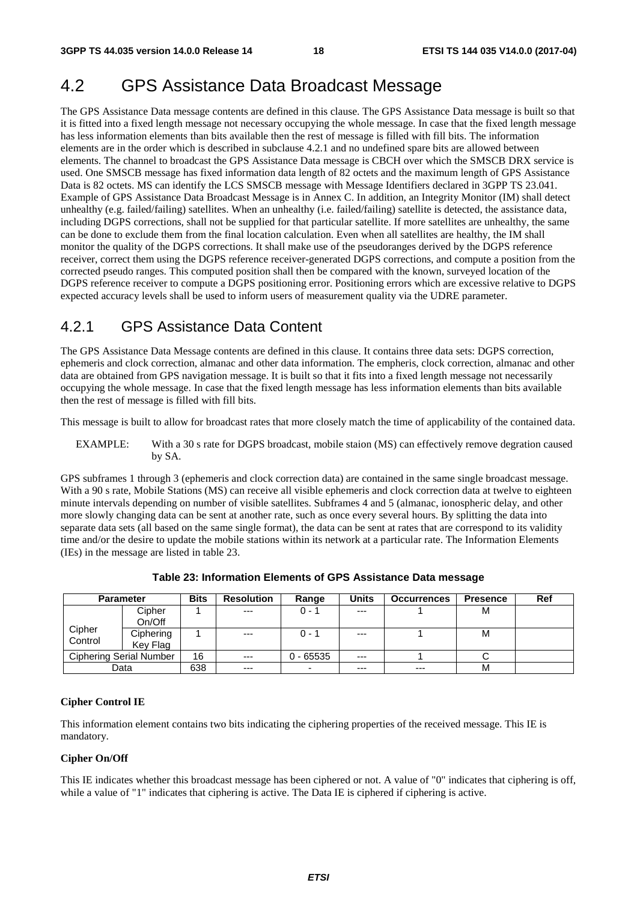# 4.2 GPS Assistance Data Broadcast Message

The GPS Assistance Data message contents are defined in this clause. The GPS Assistance Data message is built so that it is fitted into a fixed length message not necessary occupying the whole message. In case that the fixed length message has less information elements than bits available then the rest of message is filled with fill bits. The information elements are in the order which is described in subclause 4.2.1 and no undefined spare bits are allowed between elements. The channel to broadcast the GPS Assistance Data message is CBCH over which the SMSCB DRX service is used. One SMSCB message has fixed information data length of 82 octets and the maximum length of GPS Assistance Data is 82 octets. MS can identify the LCS SMSCB message with Message Identifiers declared in 3GPP TS 23.041. Example of GPS Assistance Data Broadcast Message is in Annex C. In addition, an Integrity Monitor (IM) shall detect unhealthy (e.g. failed/failing) satellites. When an unhealthy (i.e. failed/failing) satellite is detected, the assistance data, including DGPS corrections, shall not be supplied for that particular satellite. If more satellites are unhealthy, the same can be done to exclude them from the final location calculation. Even when all satellites are healthy, the IM shall monitor the quality of the DGPS corrections. It shall make use of the pseudoranges derived by the DGPS reference receiver, correct them using the DGPS reference receiver-generated DGPS corrections, and compute a position from the corrected pseudo ranges. This computed position shall then be compared with the known, surveyed location of the DGPS reference receiver to compute a DGPS positioning error. Positioning errors which are excessive relative to DGPS expected accuracy levels shall be used to inform users of measurement quality via the UDRE parameter.

## 4.2.1 GPS Assistance Data Content

The GPS Assistance Data Message contents are defined in this clause. It contains three data sets: DGPS correction, ephemeris and clock correction, almanac and other data information. The empheris, clock correction, almanac and other data are obtained from GPS navigation message. It is built so that it fits into a fixed length message not necessarily occupying the whole message. In case that the fixed length message has less information elements than bits available then the rest of message is filled with fill bits.

This message is built to allow for broadcast rates that more closely match the time of applicability of the contained data.

EXAMPLE: With a 30 s rate for DGPS broadcast, mobile staion (MS) can effectively remove degration caused by SA.

GPS subframes 1 through 3 (ephemeris and clock correction data) are contained in the same single broadcast message. With a 90 s rate, Mobile Stations (MS) can receive all visible ephemeris and clock correction data at twelve to eighteen minute intervals depending on number of visible satellites. Subframes 4 and 5 (almanac, ionospheric delay, and other more slowly changing data can be sent at another rate, such as once every several hours. By splitting the data into separate data sets (all based on the same single format), the data can be sent at rates that are correspond to its validity time and/or the desire to update the mobile stations within its network at a particular rate. The Information Elements (IEs) in the message are listed in table 23.

**Table 23: Information Elements of GPS Assistance Data message**

| Parameter | | Bits | Resolution | Range | Units | Occurrences | Presence | Ref |
|---|---|---|---|---|---|---|---|---|
| Cipher Control | Cipher On/Off | 1 | --- | 0 - 1 | --- | 1 | M | |
| | Ciphering Key Flag | 1 | --- | 0 - 1 | --- | 1 | M | |
| Ciphering Serial Number | | 16 | --- | 0 - 65535 | --- | 1 | C | |
| Data | | 638 | --- | - | --- | --- | M | |

**Cipher Control IE**

This information element contains two bits indicating the ciphering properties of the received message. This IE is mandatory.

**Cipher On/Off**

This IE indicates whether this broadcast message has been ciphered or not. A value of "0" indicates that ciphering is off, while a value of "1" indicates that ciphering is active. The Data IE is ciphered if ciphering is active.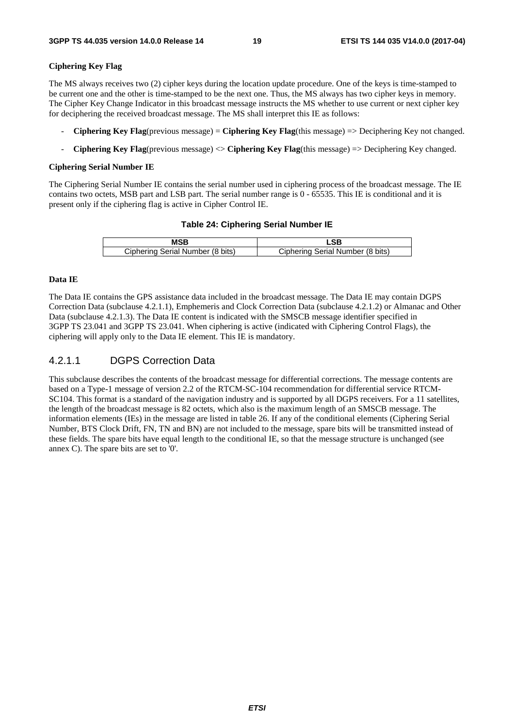**Ciphering Key Flag**

The MS always receives two (2) cipher keys during the location update procedure. One of the keys is time-stamped to be current one and the other is time-stamped to be the next one. Thus, the MS always has two cipher keys in memory. The Cipher Key Change Indicator in this broadcast message instructs the MS whether to use current or next cipher key for deciphering the received broadcast message. The MS shall interpret this IE as follows:

- **Ciphering Key Flag**(previous message) = **Ciphering Key Flag**(this message) => Deciphering Key not changed.
- **Ciphering Key Flag**(previous message) <> **Ciphering Key Flag**(this message) => Deciphering Key changed.

**Ciphering Serial Number IE**

The Ciphering Serial Number IE contains the serial number used in ciphering process of the broadcast message. The IE contains two octets, MSB part and LSB part. The serial number range is 0 - 65535. This IE is conditional and it is present only if the ciphering flag is active in Cipher Control IE.

**Table 24: Ciphering Serial Number IE**

| MSB | LSB |
|---|---|
| Ciphering Serial Number (8 bits) | Ciphering Serial Number (8 bits) |

**Data IE**

The Data IE contains the GPS assistance data included in the broadcast message. The Data IE may contain DGPS Correction Data (subclause 4.2.1.1), Emphemeris and Clock Correction Data (subclause 4.2.1.2) or Almanac and Other Data (subclause 4.2.1.3). The Data IE content is indicated with the SMSCB message identifier specified in 3GPP TS 23.041 and 3GPP TS 23.041. When ciphering is active (indicated with Ciphering Control Flags), the ciphering will apply only to the Data IE element. This IE is mandatory.

### 4.2.1.1 DGPS Correction Data

This subclause describes the contents of the broadcast message for differential corrections. The message contents are based on a Type-1 message of version 2.2 of the RTCM-SC-104 recommendation for differential service RTCM-SC104. This format is a standard of the navigation industry and is supported by all DGPS receivers. For a 11 satellites, the length of the broadcast message is 82 octets, which also is the maximum length of an SMSCB message. The information elements (IEs) in the message are listed in table 26. If any of the conditional elements (Ciphering Serial Number, BTS Clock Drift, FN, TN and BN) are not included to the message, spare bits will be transmitted instead of these fields. The spare bits have equal length to the conditional IE, so that the message structure is unchanged (see annex C). The spare bits are set to '0'.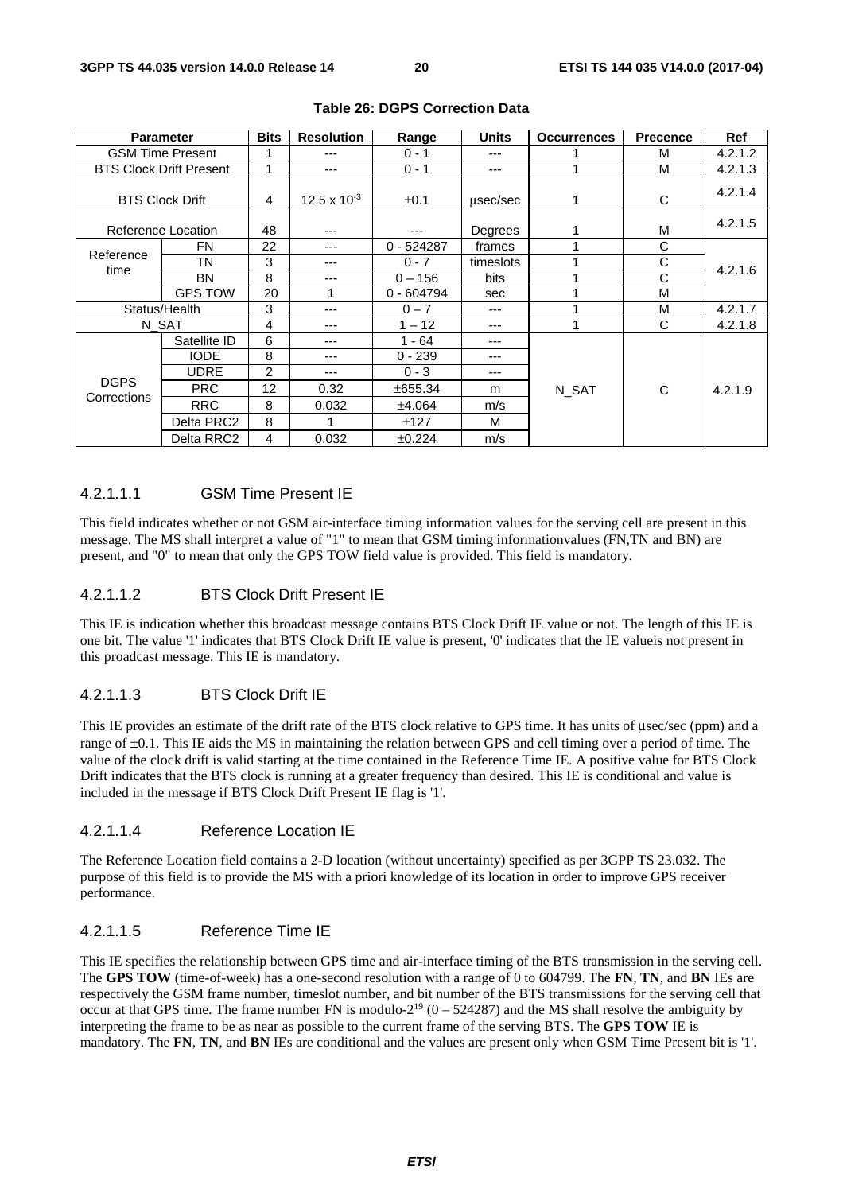**Table 26: DGPS Correction Data**

| Parameter | | Bits | Resolution | Range | Units | Occurrences | Precence | Ref |
|---|---|---|---|---|---|---|---|---|
| GSM Time Present | | 1 | --- | 0 - 1 | --- | 1 | M | 4.2.1.2 |
| BTS Clock Drift Present | | 1 | --- | 0 - 1 | --- | 1 | M | 4.2.1.3 |
| BTS Clock Drift | | 4 | $12.5 \times 10^{-3}$ | ±0.1 | µsec/sec | 1 | C | 4.2.1.4 |
| Reference Location | | 48 | --- | --- | Degrees | 1 | M | 4.2.1.5 |
| Reference time | FN | 22 | --- | 0 - 524287 | frames | 1 | C | 4.2.1.6 |
| | TN | 3 | --- | 0 - 7 | timeslots | 1 | C | |
| | BN | 8 | --- | 0 – 156 | bits | 1 | C | |
| | GPS TOW | 20 | 1 | 0 - 604794 | sec | 1 | M | |
| Status/Health | | 3 | --- | 0 – 7 | --- | 1 | M | 4.2.1.7 |
| N_SAT | | 4 | --- | 1 – 12 | --- | 1 | C | 4.2.1.8 |
| DGPS Corrections | Satellite ID | 6 | --- | 1 - 64 | --- | N_SAT | C | 4.2.1.9 |
| | IODE | 8 | --- | 0 - 239 | --- | | | |
| | UDRE | 2 | --- | 0 - 3 | --- | | | |
| | PRC | 12 | 0.32 | ±655.34 | m | | | |
| | RRC | 8 | 0.032 | ±4.064 | m/s | | | |
| | Delta PRC2 | 8 | 1 | ±127 | M | | | |
| | Delta RRC2 | 4 | 0.032 | ±0.224 | m/s | | | |

#### 4.2.1.1.1 GSM Time Present IE

This field indicates whether or not GSM air-interface timing information values for the serving cell are present in this message. The MS shall interpret a value of "1" to mean that GSM timing informationvalues (FN,TN and BN) are present, and "0" to mean that only the GPS TOW field value is provided. This field is mandatory.

#### 4.2.1.1.2 BTS Clock Drift Present IE

This IE is indication whether this broadcast message contains BTS Clock Drift IE value or not. The length of this IE is one bit. The value '1' indicates that BTS Clock Drift IE value is present, '0' indicates that the IE valueis not present in this proadcast message. This IE is mandatory.

#### 4.2.1.1.3 BTS Clock Drift IE

This IE provides an estimate of the drift rate of the BTS clock relative to GPS time. It has units of µsec/sec (ppm) and a range of ±0.1. This IE aids the MS in maintaining the relation between GPS and cell timing over a period of time. The value of the clock drift is valid starting at the time contained in the Reference Time IE. A positive value for BTS Clock Drift indicates that the BTS clock is running at a greater frequency than desired. This IE is conditional and value is included in the message if BTS Clock Drift Present IE flag is '1'.

#### 4.2.1.1.4 Reference Location IE

The Reference Location field contains a 2-D location (without uncertainty) specified as per 3GPP TS 23.032. The purpose of this field is to provide the MS with a priori knowledge of its location in order to improve GPS receiver performance.

#### 4.2.1.1.5 Reference Time IE

This IE specifies the relationship between GPS time and air-interface timing of the BTS transmission in the serving cell. The **GPS TOW** (time-of-week) has a one-second resolution with a range of 0 to 604799. The **FN**, **TN**, and **BN** IEs are respectively the GSM frame number, timeslot number, and bit number of the BTS transmissions for the serving cell that occur at that GPS time. The frame number FN is modulo-$2^{19}$ ($0 – 524287$) and the MS shall resolve the ambiguity by interpreting the frame to be as near as possible to the current frame of the serving BTS. The **GPS TOW** IE is mandatory. The **FN**, **TN**, and **BN** IEs are conditional and the values are present only when GSM Time Present bit is '1'.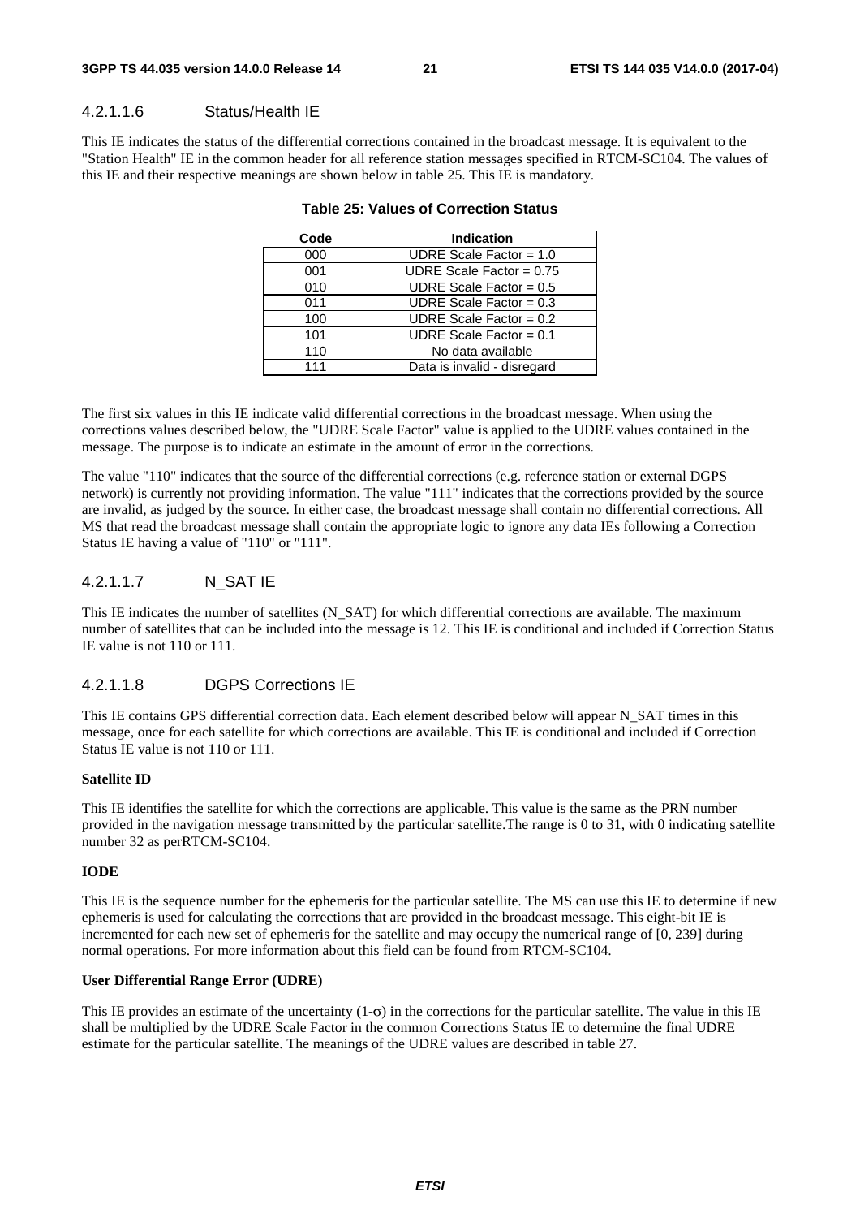#### 4.2.1.1.6 Status/Health IE

This IE indicates the status of the differential corrections contained in the broadcast message. It is equivalent to the "Station Health" IE in the common header for all reference station messages specified in RTCM-SC104. The values of this IE and their respective meanings are shown below in table 25. This IE is mandatory.

**Table 25: Values of Correction Status**

| Code | Indication |
|---|---|
| 000 | UDRE Scale Factor = 1.0 |
| 001 | UDRE Scale Factor = 0.75 |
| 010 | UDRE Scale Factor = 0.5 |
| 011 | UDRE Scale Factor = 0.3 |
| 100 | UDRE Scale Factor = 0.2 |
| 101 | UDRE Scale Factor = 0.1 |
| 110 | No data available |
| 111 | Data is invalid - disregard |

The first six values in this IE indicate valid differential corrections in the broadcast message. When using the corrections values described below, the "UDRE Scale Factor" value is applied to the UDRE values contained in the message. The purpose is to indicate an estimate in the amount of error in the corrections.

The value "110" indicates that the source of the differential corrections (e.g. reference station or external DGPS network) is currently not providing information. The value "111" indicates that the corrections provided by the source are invalid, as judged by the source. In either case, the broadcast message shall contain no differential corrections. All MS that read the broadcast message shall contain the appropriate logic to ignore any data IEs following a Correction Status IE having a value of "110" or "111".

#### 4.2.1.1.7 N_SAT IE

This IE indicates the number of satellites (N_SAT) for which differential corrections are available. The maximum number of satellites that can be included into the message is 12. This IE is conditional and included if Correction Status IE value is not 110 or 111.

#### 4.2.1.1.8 DGPS Corrections IE

This IE contains GPS differential correction data. Each element described below will appear N_SAT times in this message, once for each satellite for which corrections are available. This IE is conditional and included if Correction Status IE value is not 110 or 111.

**Satellite ID**

This IE identifies the satellite for which the corrections are applicable. This value is the same as the PRN number provided in the navigation message transmitted by the particular satellite.The range is 0 to 31, with 0 indicating satellite number 32 as perRTCM-SC104.

**IODE**

This IE is the sequence number for the ephemeris for the particular satellite. The MS can use this IE to determine if new ephemeris is used for calculating the corrections that are provided in the broadcast message. This eight-bit IE is incremented for each new set of ephemeris for the satellite and may occupy the numerical range of [0, 239] during normal operations. For more information about this field can be found from RTCM-SC104.

**User Differential Range Error (UDRE)**

This IE provides an estimate of the uncertainty (1-$\sigma$) in the corrections for the particular satellite. The value in this IE shall be multiplied by the UDRE Scale Factor in the common Corrections Status IE to determine the final UDRE estimate for the particular satellite. The meanings of the UDRE values are described in table 27.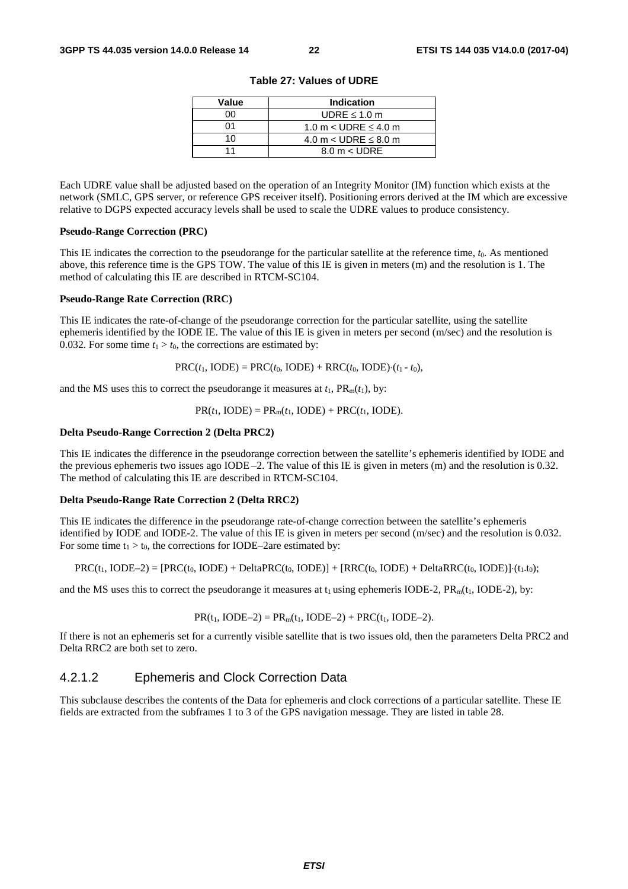**Table 27: Values of UDRE**

| Value | Indication |
|---|---|
| 00 | UDRE ≤ 1.0 m |
| 01 | 1.0 m < UDRE ≤ 4.0 m |
| 10 | 4.0 m < UDRE ≤ 8.0 m |
| 11 | 8.0 m < UDRE |

Each UDRE value shall be adjusted based on the operation of an Integrity Monitor (IM) function which exists at the network (SMLC, GPS server, or reference GPS receiver itself). Positioning errors derived at the IM which are excessive relative to DGPS expected accuracy levels shall be used to scale the UDRE values to produce consistency.

**Pseudo-Range Correction (PRC)**

This IE indicates the correction to the pseudorange for the particular satellite at the reference time, $t_0$. As mentioned above, this reference time is the GPS TOW. The value of this IE is given in meters (m) and the resolution is 1. The method of calculating this IE are described in RTCM-SC104.

**Pseudo-Range Rate Correction (RRC)**

This IE indicates the rate-of-change of the pseudorange correction for the particular satellite, using the satellite ephemeris identified by the IODE IE. The value of this IE is given in meters per second (m/sec) and the resolution is 0.032. For some time $t_1 > t_0$, the corrections are estimated by:

$$PRC(t_1, IODE) = PRC(t_0, IODE) + RRC(t_0, IODE)\cdot(t_1 - t_0),$$

and the MS uses this to correct the pseudorange it measures at $t_1$, $PR_m(t_1)$, by:

$$PR(t_1, IODE) = PR_m(t_1, IODE) + PRC(t_1, IODE).$$

**Delta Pseudo-Range Correction 2 (Delta PRC2)**

This IE indicates the difference in the pseudorange correction between the satellite's ephemeris identified by IODE and the previous ephemeris two issues ago IODE –2. The value of this IE is given in meters (m) and the resolution is 0.32. The method of calculating this IE are described in RTCM-SC104.

**Delta Pseudo-Range Rate Correction 2 (Delta RRC2)**

This IE indicates the difference in the pseudorange rate-of-change correction between the satellite's ephemeris identified by IODE and IODE-2. The value of this IE is given in meters per second (m/sec) and the resolution is 0.032. For some time $t_1 > t_0$, the corrections for IODE–2are estimated by:

$$PRC(t_1, IODE-2) = [PRC(t_0, IODE) + DeltaPRC(t_0, IODE)] + [RRC(t_0, IODE) + DeltaRRC(t_0, IODE)]\cdot(t_1 - t_0);$$

and the MS uses this to correct the pseudorange it measures at $t_1$ using ephemeris IODE-2, $PR_m(t_1, IODE-2)$, by:

$$PR(t_1, IODE-2) = PR_m(t_1, IODE-2) + PRC(t_1, IODE-2).$$

If there is not an ephemeris set for a currently visible satellite that is two issues old, then the parameters Delta PRC2 and Delta RRC2 are both set to zero.

### 4.2.1.2 Ephemeris and Clock Correction Data

This subclause describes the contents of the Data for ephemeris and clock corrections of a particular satellite. These IE fields are extracted from the subframes 1 to 3 of the GPS navigation message. They are listed in table 28.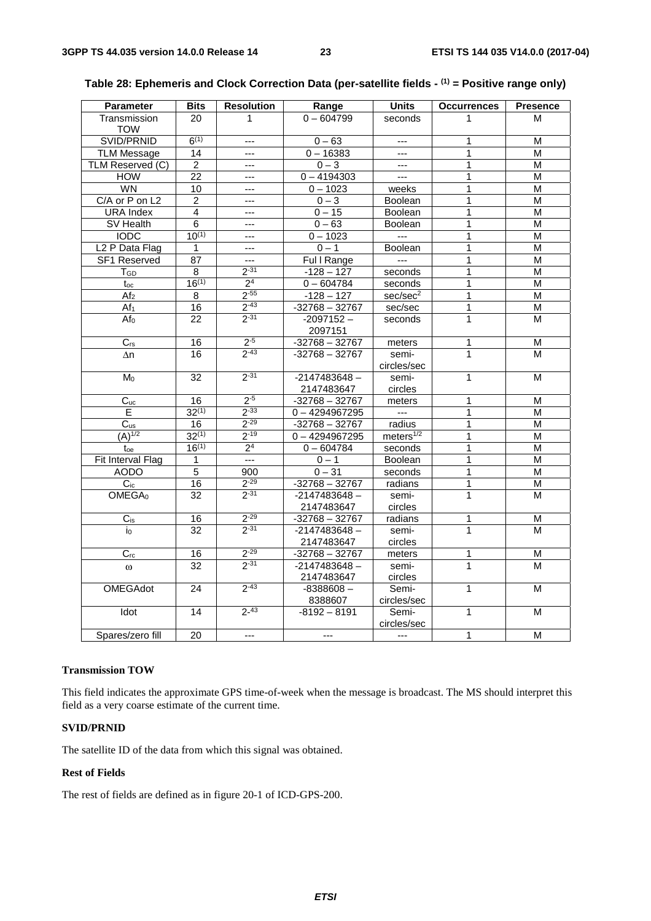**Table 28: Ephemeris and Clock Correction Data (per-satellite fields - (1) = Positive range only)**

| Parameter | Bits | Resolution | Range | Units | Occurrences | Presence |
|---|---|---|---|---|---|---|
| Transmission TOW | 20 | 1 | 0 – 604799 | seconds | 1 | M |
| SVID/PRNID | 6(1) | --- | 0 – 63 | --- | 1 | M |
| TLM Message | 14 | --- | 0 – 16383 | --- | 1 | M |
| TLM Reserved (C) | 2 | --- | 0 – 3 | --- | 1 | M |
| HOW | 22 | --- | 0 – 4194303 | --- | 1 | M |
| WN | 10 | --- | 0 – 1023 | weeks | 1 | M |
| C/A or P on L2 | 2 | --- | 0 – 3 | Boolean | 1 | M |
| URA Index | 4 | --- | 0 – 15 | Boolean | 1 | M |
| SV Health | 6 | --- | 0 – 63 | Boolean | 1 | M |
| IODC | 10(1) | --- | 0 – 1023 | --- | 1 | M |
| L2 P Data Flag | 1 | --- | 0 – 1 | Boolean | 1 | M |
| SF1 Reserved | 87 | --- | Ful l Range | --- | 1 | M |
| $T_{GD}$ | 8 | $2^{-31}$ | -128 – 127 | seconds | 1 | M |
| $t_{oc}$ | 16(1) | $2^{4}$ | 0 – 604784 | seconds | 1 | M |
| $Af_2$ | 8 | $2^{-55}$ | -128 – 127 | sec/sec$^2$ | 1 | M |
| $Af_1$ | 16 | $2^{-43}$ | -32768 – 32767 | sec/sec | 1 | M |
| $Af_0$ | 22 | $2^{-31}$ | -2097152 – 2097151 | seconds | 1 | M |
| $C_{rs}$ | 16 | $2^{-5}$ | -32768 – 32767 | meters | 1 | M |
| $\Delta n$ | 16 | $2^{-43}$ | -32768 – 32767 | semi-circles/sec | 1 | M |
| $M_0$ | 32 | $2^{-31}$ | -2147483648 – 2147483647 | semi-circles | 1 | M |
| $C_{uc}$ | 16 | $2^{-5}$ | -32768 – 32767 | meters | 1 | M |
| E | 32(1) | $2^{-33}$ | 0 – 4294967295 | --- | 1 | M |
| $C_{us}$ | 16 | $2^{-29}$ | -32768 – 32767 | radius | 1 | M |
| $(A)^{1/2}$ | 32(1) | $2^{-19}$ | 0 – 4294967295 | meters$^{1/2}$ | 1 | M |
| $t_{oe}$ | 16(1) | $2^{4}$ | 0 – 604784 | seconds | 1 | M |
| Fit Interval Flag | 1 | --- | 0 – 1 | Boolean | 1 | M |
| AODO | 5 | 900 | 0 – 31 | seconds | 1 | M |
| $C_{ic}$ | 16 | $2^{-29}$ | -32768 – 32767 | radians | 1 | M |
| $OMEGA_0$ | 32 | $2^{-31}$ | -2147483648 – 2147483647 | semi-circles | 1 | M |
| $C_{is}$ | 16 | $2^{-29}$ | -32768 – 32767 | radians | 1 | M |
| $i_0$ | 32 | $2^{-31}$ | -2147483648 – 2147483647 | semi-circles | 1 | M |
| $C_{rc}$ | 16 | $2^{-29}$ | -32768 – 32767 | meters | 1 | M |
| $\omega$ | 32 | $2^{-31}$ | -2147483648 – 2147483647 | semi-circles | 1 | M |
| OMEGAdot | 24 | $2^{-43}$ | -8388608 – 8388607 | Semi-circles/sec | 1 | M |
| Idot | 14 | $2^{-43}$ | -8192 – 8191 | Semi-circles/sec | 1 | M |
| Spares/zero fill | 20 | --- | --- | --- | 1 | M |

**Transmission TOW**

This field indicates the approximate GPS time-of-week when the message is broadcast. The MS should interpret this field as a very coarse estimate of the current time.

**SVID/PRNID**

The satellite ID of the data from which this signal was obtained.

**Rest of Fields**

The rest of fields are defined as in figure 20-1 of ICD-GPS-200.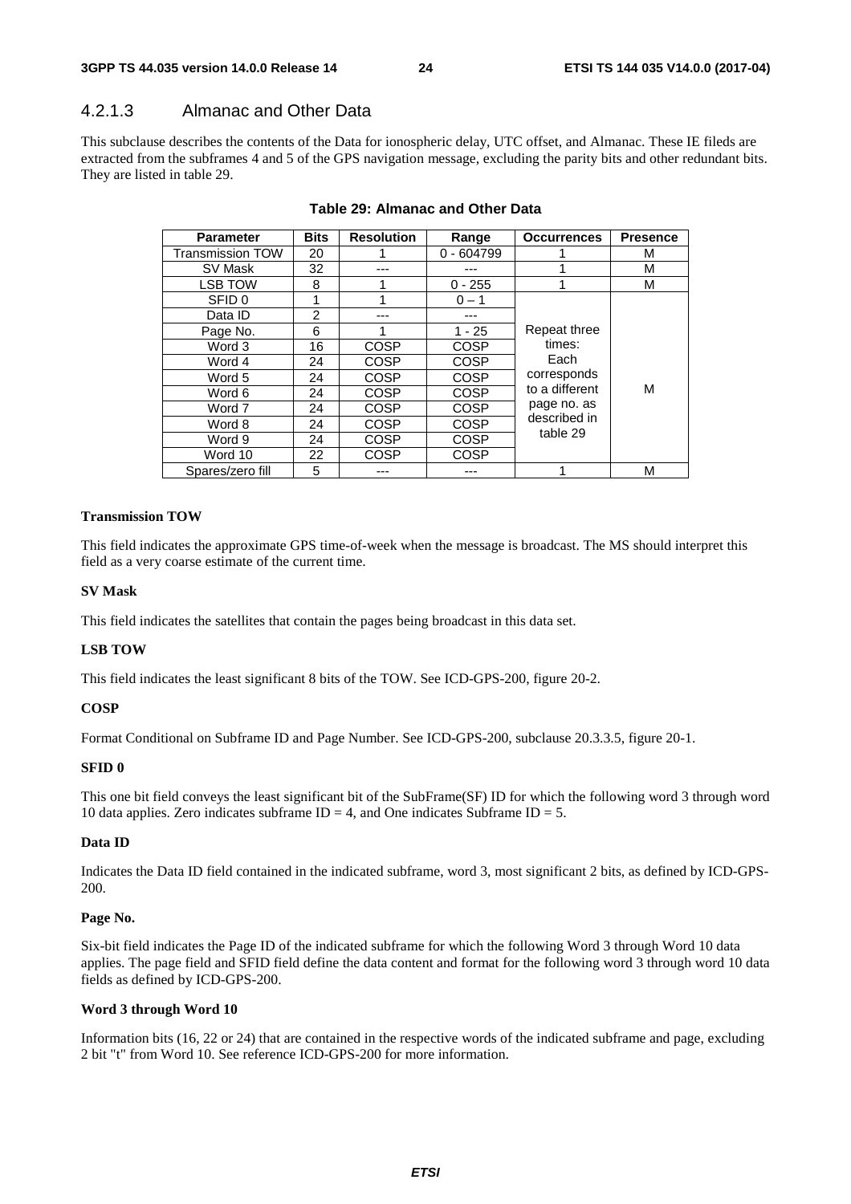### 4.2.1.3 Almanac and Other Data

This subclause describes the contents of the Data for ionospheric delay, UTC offset, and Almanac. These IE fileds are extracted from the subframes 4 and 5 of the GPS navigation message, excluding the parity bits and other redundant bits. They are listed in table 29.

**Table 29: Almanac and Other Data**

| Parameter | Bits | Resolution | Range | Occurrences | Presence |
|---|---|---|---|---|---|
| Transmission TOW | 20 | 1 | 0 - 604799 | 1 | M |
| SV Mask | 32 | --- | --- | 1 | M |
| LSB TOW | 8 | 1 | 0 - 255 | 1 | M |
| SFID 0 | 1 | 1 | 0 – 1 | Repeat three times: Each corresponds to a different page no. as described in table 29 | M |
| Data ID | 2 | --- | --- | | |
| Page No. | 6 | 1 | 1 - 25 | | |
| Word 3 | 16 | COSP | COSP | | |
| Word 4 | 24 | COSP | COSP | | |
| Word 5 | 24 | COSP | COSP | | |
| Word 6 | 24 | COSP | COSP | | |
| Word 7 | 24 | COSP | COSP | | |
| Word 8 | 24 | COSP | COSP | | |
| Word 9 | 24 | COSP | COSP | | |
| Word 10 | 22 | COSP | COSP | | |
| Spares/zero fill | 5 | --- | --- | 1 | M |

**Transmission TOW**

This field indicates the approximate GPS time-of-week when the message is broadcast. The MS should interpret this field as a very coarse estimate of the current time.

**SV Mask**

This field indicates the satellites that contain the pages being broadcast in this data set.

**LSB TOW**

This field indicates the least significant 8 bits of the TOW. See ICD-GPS-200, figure 20-2.

**COSP**

Format Conditional on Subframe ID and Page Number. See ICD-GPS-200, subclause 20.3.3.5, figure 20-1.

**SFID 0**

This one bit field conveys the least significant bit of the SubFrame(SF) ID for which the following word 3 through word 10 data applies. Zero indicates subframe ID = 4, and One indicates Subframe ID = 5.

**Data ID**

Indicates the Data ID field contained in the indicated subframe, word 3, most significant 2 bits, as defined by ICD-GPS-200.

**Page No.**

Six-bit field indicates the Page ID of the indicated subframe for which the following Word 3 through Word 10 data applies. The page field and SFID field define the data content and format for the following word 3 through word 10 data fields as defined by ICD-GPS-200.

**Word 3 through Word 10**

Information bits (16, 22 or 24) that are contained in the respective words of the indicated subframe and page, excluding 2 bit "t" from Word 10. See reference ICD-GPS-200 for more information.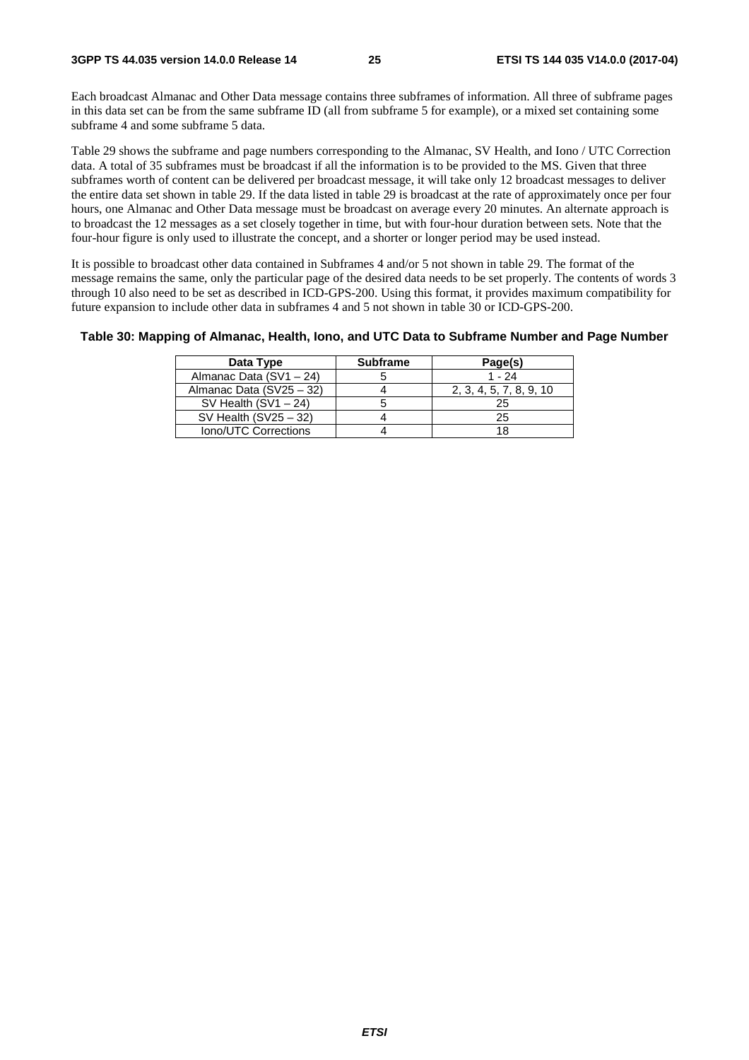Each broadcast Almanac and Other Data message contains three subframes of information. All three of subframe pages in this data set can be from the same subframe ID (all from subframe 5 for example), or a mixed set containing some subframe 4 and some subframe 5 data.

Table 29 shows the subframe and page numbers corresponding to the Almanac, SV Health, and Iono / UTC Correction data. A total of 35 subframes must be broadcast if all the information is to be provided to the MS. Given that three subframes worth of content can be delivered per broadcast message, it will take only 12 broadcast messages to deliver the entire data set shown in table 29. If the data listed in table 29 is broadcast at the rate of approximately once per four hours, one Almanac and Other Data message must be broadcast on average every 20 minutes. An alternate approach is to broadcast the 12 messages as a set closely together in time, but with four-hour duration between sets. Note that the four-hour figure is only used to illustrate the concept, and a shorter or longer period may be used instead.

It is possible to broadcast other data contained in Subframes 4 and/or 5 not shown in table 29. The format of the message remains the same, only the particular page of the desired data needs to be set properly. The contents of words 3 through 10 also need to be set as described in ICD-GPS-200. Using this format, it provides maximum compatibility for future expansion to include other data in subframes 4 and 5 not shown in table 30 or ICD-GPS-200.

**Table 30: Mapping of Almanac, Health, Iono, and UTC Data to Subframe Number and Page Number**

| Data Type | Subframe | Page(s) |
|---|---|---|
| Almanac Data (SV1 – 24) | 5 | 1 - 24 |
| Almanac Data (SV25 – 32) | 4 | 2, 3, 4, 5, 7, 8, 9, 10 |
| SV Health (SV1 – 24) | 5 | 25 |
| SV Health (SV25 – 32) | 4 | 25 |
| Iono/UTC Corrections | 4 | 18 |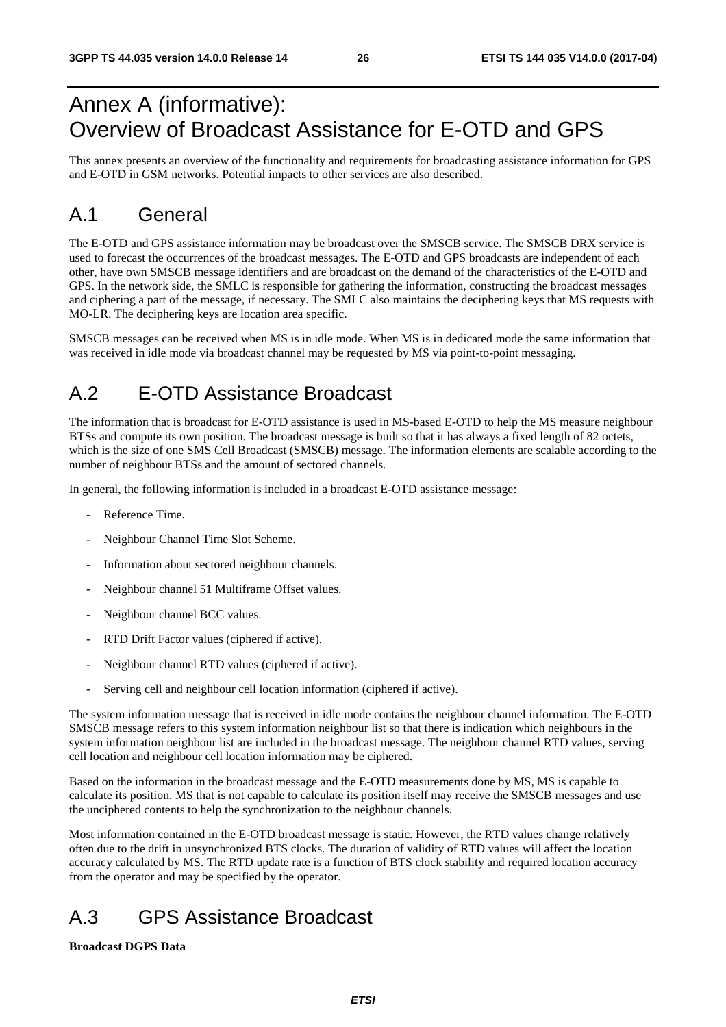# Annex A (informative): Overview of Broadcast Assistance for E-OTD and GPS

This annex presents an overview of the functionality and requirements for broadcasting assistance information for GPS and E-OTD in GSM networks. Potential impacts to other services are also described.

## A.1 General

The E-OTD and GPS assistance information may be broadcast over the SMSCB service. The SMSCB DRX service is used to forecast the occurrences of the broadcast messages. The E-OTD and GPS broadcasts are independent of each other, have own SMSCB message identifiers and are broadcast on the demand of the characteristics of the E-OTD and GPS. In the network side, the SMLC is responsible for gathering the information, constructing the broadcast messages and ciphering a part of the message, if necessary. The SMLC also maintains the deciphering keys that MS requests with MO-LR. The deciphering keys are location area specific.

SMSCB messages can be received when MS is in idle mode. When MS is in dedicated mode the same information that was received in idle mode via broadcast channel may be requested by MS via point-to-point messaging.

## A.2 E-OTD Assistance Broadcast

The information that is broadcast for E-OTD assistance is used in MS-based E-OTD to help the MS measure neighbour BTSs and compute its own position. The broadcast message is built so that it has always a fixed length of 82 octets, which is the size of one SMS Cell Broadcast (SMSCB) message. The information elements are scalable according to the number of neighbour BTSs and the amount of sectored channels.

In general, the following information is included in a broadcast E-OTD assistance message:

- Reference Time.
- Neighbour Channel Time Slot Scheme.
- Information about sectored neighbour channels.
- Neighbour channel 51 Multiframe Offset values.
- Neighbour channel BCC values.
- RTD Drift Factor values (ciphered if active).
- Neighbour channel RTD values (ciphered if active).
- Serving cell and neighbour cell location information (ciphered if active).

The system information message that is received in idle mode contains the neighbour channel information. The E-OTD SMSCB message refers to this system information neighbour list so that there is indication which neighbours in the system information neighbour list are included in the broadcast message. The neighbour channel RTD values, serving cell location and neighbour cell location information may be ciphered.

Based on the information in the broadcast message and the E-OTD measurements done by MS, MS is capable to calculate its position. MS that is not capable to calculate its position itself may receive the SMSCB messages and use the unciphered contents to help the synchronization to the neighbour channels.

Most information contained in the E-OTD broadcast message is static. However, the RTD values change relatively often due to the drift in unsynchronized BTS clocks. The duration of validity of RTD values will affect the location accuracy calculated by MS. The RTD update rate is a function of BTS clock stability and required location accuracy from the operator and may be specified by the operator.

## A.3 GPS Assistance Broadcast

**Broadcast DGPS Data**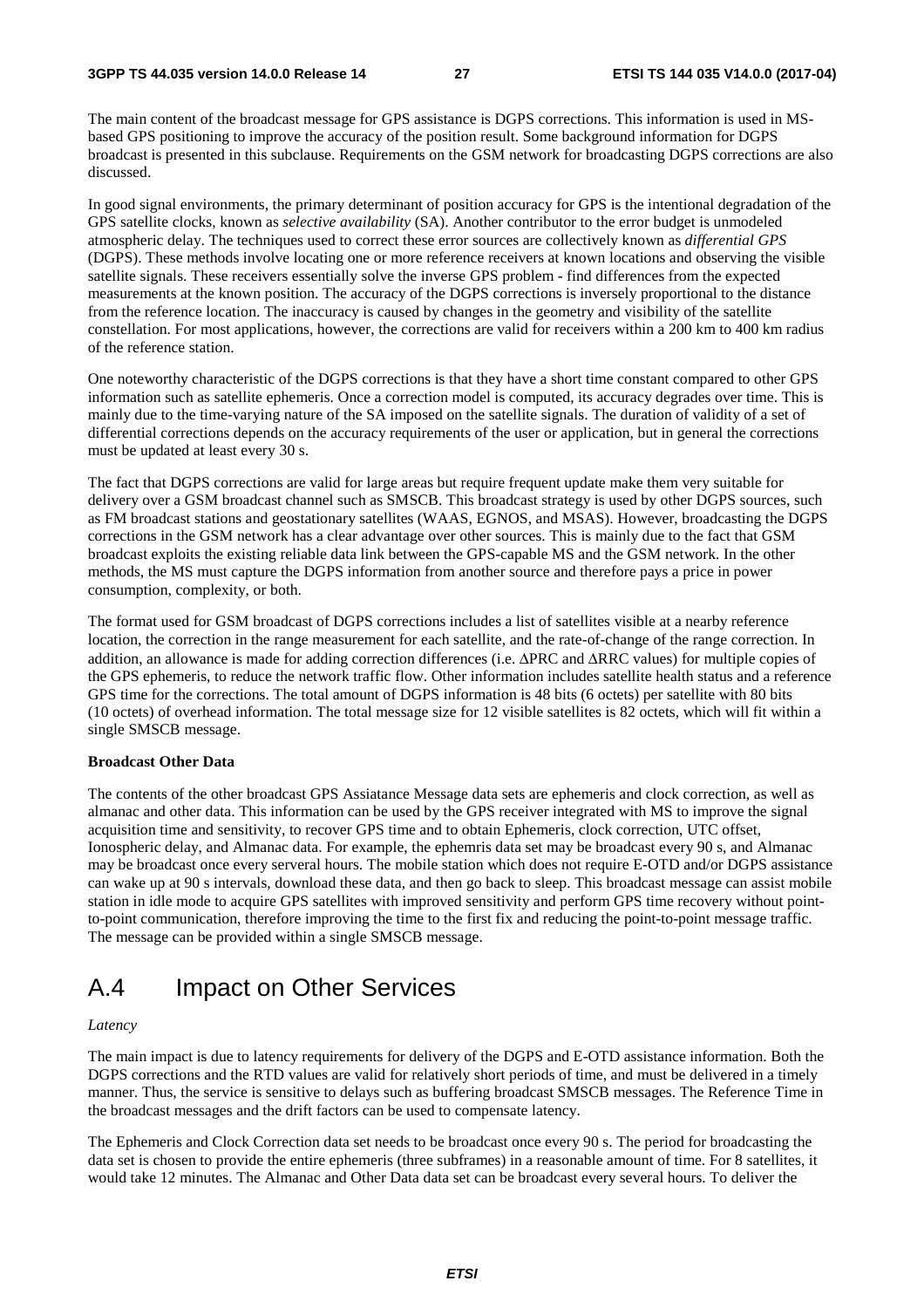The main content of the broadcast message for GPS assistance is DGPS corrections. This information is used in MS-based GPS positioning to improve the accuracy of the position result. Some background information for DGPS broadcast is presented in this subclause. Requirements on the GSM network for broadcasting DGPS corrections are also discussed.

In good signal environments, the primary determinant of position accuracy for GPS is the intentional degradation of the GPS satellite clocks, known as *selective availability* (SA). Another contributor to the error budget is unmodeled atmospheric delay. The techniques used to correct these error sources are collectively known as *differential GPS* (DGPS). These methods involve locating one or more reference receivers at known locations and observing the visible satellite signals. These receivers essentially solve the inverse GPS problem - find differences from the expected measurements at the known position. The accuracy of the DGPS corrections is inversely proportional to the distance from the reference location. The inaccuracy is caused by changes in the geometry and visibility of the satellite constellation. For most applications, however, the corrections are valid for receivers within a 200 km to 400 km radius of the reference station.

One noteworthy characteristic of the DGPS corrections is that they have a short time constant compared to other GPS information such as satellite ephemeris. Once a correction model is computed, its accuracy degrades over time. This is mainly due to the time-varying nature of the SA imposed on the satellite signals. The duration of validity of a set of differential corrections depends on the accuracy requirements of the user or application, but in general the corrections must be updated at least every 30 s.

The fact that DGPS corrections are valid for large areas but require frequent update make them very suitable for delivery over a GSM broadcast channel such as SMSCB. This broadcast strategy is used by other DGPS sources, such as FM broadcast stations and geostationary satellites (WAAS, EGNOS, and MSAS). However, broadcasting the DGPS corrections in the GSM network has a clear advantage over other sources. This is mainly due to the fact that GSM broadcast exploits the existing reliable data link between the GPS-capable MS and the GSM network. In the other methods, the MS must capture the DGPS information from another source and therefore pays a price in power consumption, complexity, or both.

The format used for GSM broadcast of DGPS corrections includes a list of satellites visible at a nearby reference location, the correction in the range measurement for each satellite, and the rate-of-change of the range correction. In addition, an allowance is made for adding correction differences (i.e. ΔPRC and ΔRRC values) for multiple copies of the GPS ephemeris, to reduce the network traffic flow. Other information includes satellite health status and a reference GPS time for the corrections. The total amount of DGPS information is 48 bits (6 octets) per satellite with 80 bits (10 octets) of overhead information. The total message size for 12 visible satellites is 82 octets, which will fit within a single SMSCB message.

**Broadcast Other Data**

The contents of the other broadcast GPS Assiatance Message data sets are ephemeris and clock correction, as well as almanac and other data. This information can be used by the GPS receiver integrated with MS to improve the signal acquisition time and sensitivity, to recover GPS time and to obtain Ephemeris, clock correction, UTC offset, Ionospheric delay, and Almanac data. For example, the ephemris data set may be broadcast every 90 s, and Almanac may be broadcast once every serveral hours. The mobile station which does not require E-OTD and/or DGPS assistance can wake up at 90 s intervals, download these data, and then go back to sleep. This broadcast message can assist mobile station in idle mode to acquire GPS satellites with improved sensitivity and perform GPS time recovery without point-to-point communication, therefore improving the time to the first fix and reducing the point-to-point message traffic. The message can be provided within a single SMSCB message.

# A.4 Impact on Other Services

*Latency*

The main impact is due to latency requirements for delivery of the DGPS and E-OTD assistance information. Both the DGPS corrections and the RTD values are valid for relatively short periods of time, and must be delivered in a timely manner. Thus, the service is sensitive to delays such as buffering broadcast SMSCB messages. The Reference Time in the broadcast messages and the drift factors can be used to compensate latency.

The Ephemeris and Clock Correction data set needs to be broadcast once every 90 s. The period for broadcasting the data set is chosen to provide the entire ephemeris (three subframes) in a reasonable amount of time. For 8 satellites, it would take 12 minutes. The Almanac and Other Data data set can be broadcast every several hours. To deliver the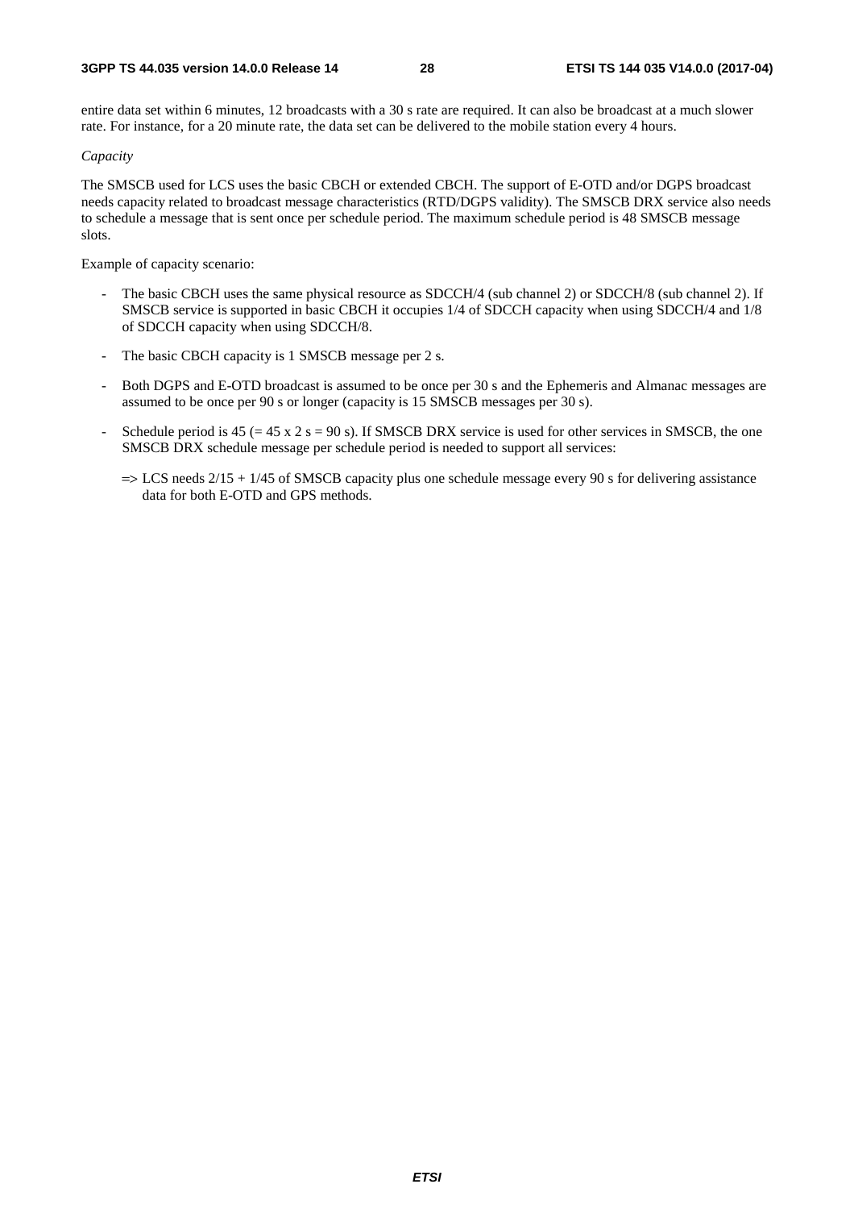entire data set within 6 minutes, 12 broadcasts with a 30 s rate are required. It can also be broadcast at a much slower rate. For instance, for a 20 minute rate, the data set can be delivered to the mobile station every 4 hours.

*Capacity*

The SMSCB used for LCS uses the basic CBCH or extended CBCH. The support of E-OTD and/or DGPS broadcast needs capacity related to broadcast message characteristics (RTD/DGPS validity). The SMSCB DRX service also needs to schedule a message that is sent once per schedule period. The maximum schedule period is 48 SMSCB message slots.

Example of capacity scenario:

- The basic CBCH uses the same physical resource as SDCCH/4 (sub channel 2) or SDCCH/8 (sub channel 2). If SMSCB service is supported in basic CBCH it occupies 1/4 of SDCCH capacity when using SDCCH/4 and 1/8 of SDCCH capacity when using SDCCH/8.
- The basic CBCH capacity is 1 SMSCB message per 2 s.
- Both DGPS and E-OTD broadcast is assumed to be once per 30 s and the Ephemeris and Almanac messages are assumed to be once per 90 s or longer (capacity is 15 SMSCB messages per 30 s).
- Schedule period is 45 (= 45 x 2 s = 90 s). If SMSCB DRX service is used for other services in SMSCB, the one SMSCB DRX schedule message per schedule period is needed to support all services:

  => LCS needs 2/15 + 1/45 of SMSCB capacity plus one schedule message every 90 s for delivering assistance data for both E-OTD and GPS methods.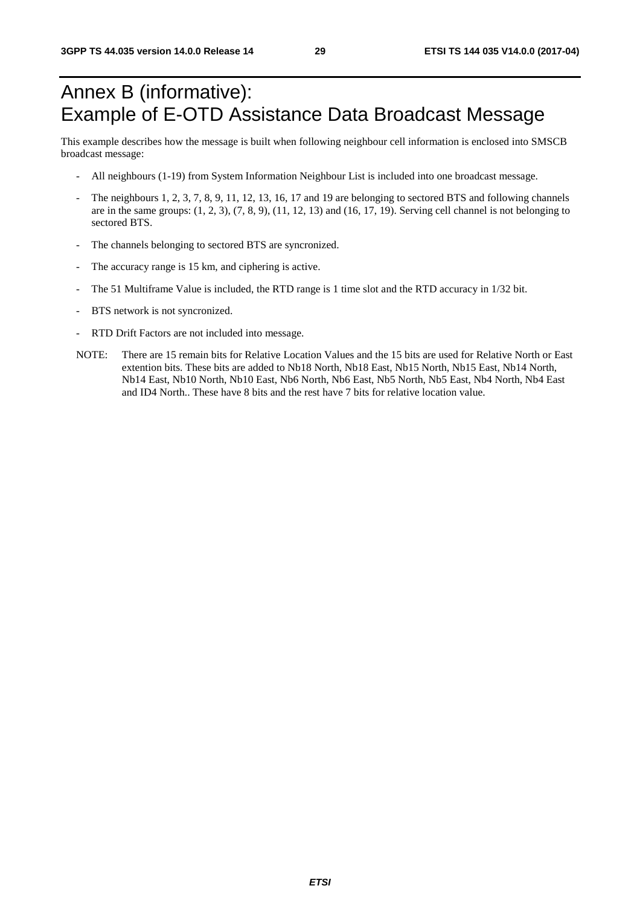# Annex B (informative): Example of E-OTD Assistance Data Broadcast Message

This example describes how the message is built when following neighbour cell information is enclosed into SMSCB broadcast message:

- All neighbours (1-19) from System Information Neighbour List is included into one broadcast message.
- The neighbours 1, 2, 3, 7, 8, 9, 11, 12, 13, 16, 17 and 19 are belonging to sectored BTS and following channels are in the same groups: (1, 2, 3), (7, 8, 9), (11, 12, 13) and (16, 17, 19). Serving cell channel is not belonging to sectored BTS.
- The channels belonging to sectored BTS are syncronized.
- The accuracy range is 15 km, and ciphering is active.
- The 51 Multiframe Value is included, the RTD range is 1 time slot and the RTD accuracy in 1/32 bit.
- BTS network is not syncronized.
- RTD Drift Factors are not included into message.

NOTE: There are 15 remain bits for Relative Location Values and the 15 bits are used for Relative North or East extention bits. These bits are added to Nb18 North, Nb18 East, Nb15 North, Nb15 East, Nb14 North, Nb14 East, Nb10 North, Nb10 East, Nb6 North, Nb6 East, Nb5 North, Nb5 East, Nb4 North, Nb4 East and ID4 North.. These have 8 bits and the rest have 7 bits for relative location value.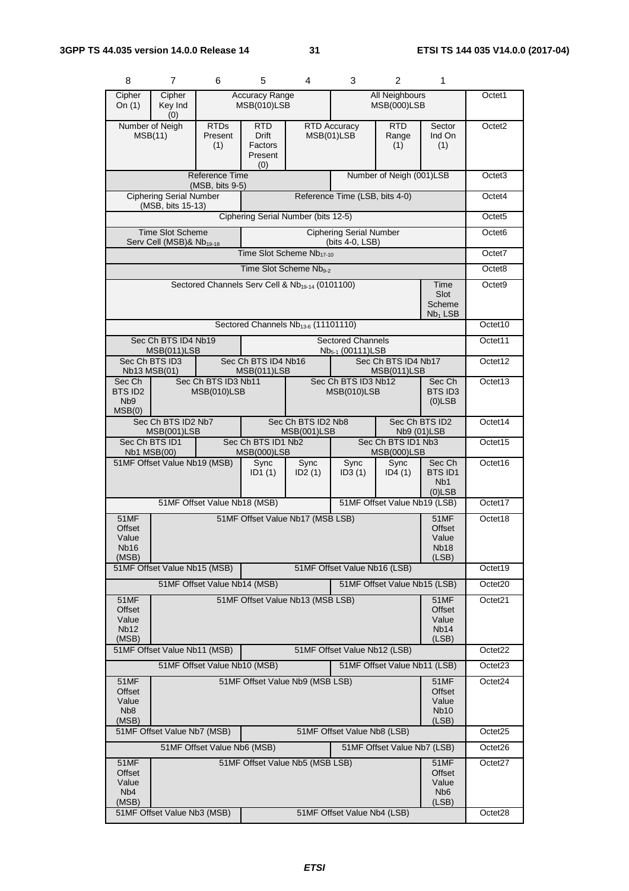| 8 | 7 | 6 | 5 | 4 | 3 | 2 | 1 | |
|---|---|---|---|---|---|---|---|---|
| Cipher On (1) | Cipher Key Ind (0) | Accuracy Range MSB(010)LSB | | | All Neighbours MSB(000)LSB | | | Octet1 |
| Number of Neigh MSB(11) | | RTDs Present (1) | RTD Drift Factors Present (0) | RTD Accuracy MSB(01)LSB | | RTD Range (1) | Sector Ind On (1) | Octet2 |
| Reference Time (MSB, bits 9-5) | | | | | Number of Neigh (001)LSB | | | Octet3 |
| Ciphering Serial Number (MSB, bits 15-13) | | | Reference Time (LSB, bits 4-0) | | | | | Octet4 |
| Ciphering Serial Number (bits 12-5) | | | | | | | | Octet5 |
| Time Slot Scheme Serv Cell (MSB)& $Nb_{19-18}$ | | | Ciphering Serial Number (bits 4-0, LSB) | | | | | Octet6 |
| Time Slot Scheme $Nb_{17-10}$ | | | | | | | | Octet7 |
| Time Slot Scheme $Nb_{9-2}$ | | | | | | | | Octet8 |
| Sectored Channels Serv Cell & $Nb_{19-14}$ (0101100) | | | | | | | Time Slot Scheme $Nb_1$ LSB | Octet9 |
| Sectored Channels $Nb_{13-6}$ (11101110) | | | | | | | | Octet10 |
| Sec Ch BTS ID4 Nb19 MSB(011)LSB | | | Sectored Channels $Nb_{5-1}$ (00111)LSB | | | | | Octet11 |
| Sec Ch BTS ID3 Nb13 MSB(01) | | Sec Ch BTS ID4 Nb16 MSB(011)LSB | | | Sec Ch BTS ID4 Nb17 MSB(011)LSB | | | Octet12 |
| Sec Ch BTS ID2 Nb9 MSB(0) | Sec Ch BTS ID3 Nb11 MSB(010)LSB | | | Sec Ch BTS ID3 Nb12 MSB(010)LSB | | | Sec Ch BTS ID3 (0)LSB | Octet13 |
| Sec Ch BTS ID2 Nb7 MSB(001)LSB | | | Sec Ch BTS ID2 Nb8 MSB(001)LSB | | | Sec Ch BTS ID2 Nb9 (01)LSB | | Octet14 |
| Sec Ch BTS ID1 Nb1 MSB(00) | | Sec Ch BTS ID1 Nb2 MSB(000)LSB | | | Sec Ch BTS ID1 Nb3 MSB(000)LSB | | | Octet15 |
| 51MF Offset Value Nb19 (MSB) | | | Sync ID1 (1) | Sync ID2 (1) | Sync ID3 (1) | Sync ID4 (1) | Sec Ch BTS ID1 Nb1 (0)LSB | Octet16 |
| 51MF Offset Value Nb18 (MSB) | | | | | 51MF Offset Value Nb19 (LSB) | | | Octet17 |
| 51MF Offset Value Nb16 (MSB) | 51MF Offset Value Nb17 (MSB LSB) | | | | | | 51MF Offset Value Nb18 (LSB) | Octet18 |
| 51MF Offset Value Nb15 (MSB) | | | 51MF Offset Value Nb16 (LSB) | | | | | Octet19 |
| 51MF Offset Value Nb14 (MSB) | | | | | 51MF Offset Value Nb15 (LSB) | | | Octet20 |
| 51MF Offset Value Nb12 (MSB) | 51MF Offset Value Nb13 (MSB LSB) | | | | | | 51MF Offset Value Nb14 (LSB) | Octet21 |
| 51MF Offset Value Nb11 (MSB) | | | 51MF Offset Value Nb12 (LSB) | | | | | Octet22 |
| 51MF Offset Value Nb10 (MSB) | | | | | 51MF Offset Value Nb11 (LSB) | | | Octet23 |
| 51MF Offset Value Nb8 (MSB) | 51MF Offset Value Nb9 (MSB LSB) | | | | | | 51MF Offset Value Nb10 (LSB) | Octet24 |
| 51MF Offset Value Nb7 (MSB) | | | 51MF Offset Value Nb8 (LSB) | | | | | Octet25 |
| 51MF Offset Value Nb6 (MSB) | | | | | 51MF Offset Value Nb7 (LSB) | | | Octet26 |
| 51MF Offset Value Nb4 (MSB) | 51MF Offset Value Nb5 (MSB LSB) | | | | | | 51MF Offset Value Nb6 (LSB) | Octet27 |
| 51MF Offset Value Nb3 (MSB) | | | 51MF Offset Value Nb4 (LSB) | | | | | Octet28 |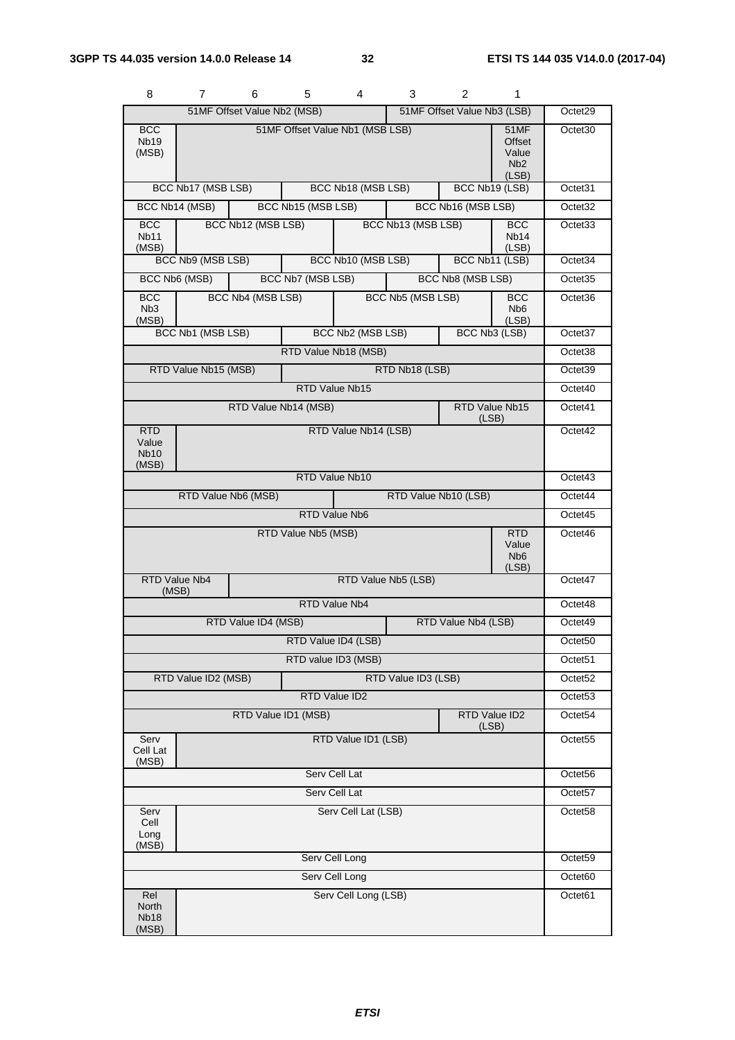| 8 | 7 | 6 | 5 | 4 | 3 | 2 | 1 | |
|---|---|---|---|---|---|---|---|---|
| 51MF Offset Value Nb2 (MSB) | | | | | 51MF Offset Value Nb3 (LSB) | | | Octet29 |
| BCC Nb19 (MSB) | 51MF Offset Value Nb1 (MSB LSB) | | | | | | 51MF Offset Value Nb2 (LSB) | Octet30 |
| BCC Nb17 (MSB LSB) | | | BCC Nb18 (MSB LSB) | | | BCC Nb19 (LSB) | | Octet31 |
| BCC Nb14 (MSB) | | BCC Nb15 (MSB LSB) | | | BCC Nb16 (MSB LSB) | | | Octet32 |
| BCC Nb11 (MSB) | BCC Nb12 (MSB LSB) | | | BCC Nb13 (MSB LSB) | | | BCC Nb14 (LSB) | Octet33 |
| BCC Nb9 (MSB LSB) | | | BCC Nb10 (MSB LSB) | | | BCC Nb11 (LSB) | | Octet34 |
| BCC Nb6 (MSB) | | BCC Nb7 (MSB LSB) | | | BCC Nb8 (MSB LSB) | | | Octet35 |
| BCC Nb3 (MSB) | BCC Nb4 (MSB LSB) | | | BCC Nb5 (MSB LSB) | | | BCC Nb6 (LSB) | Octet36 |
| BCC Nb1 (MSB LSB) | | | BCC Nb2 (MSB LSB) | | | BCC Nb3 (LSB) | | Octet37 |
| RTD Value Nb18 (MSB) | | | | | | | | Octet38 |
| RTD Value Nb15 (MSB) | | | RTD Nb18 (LSB) | | | | | Octet39 |
| RTD Value Nb15 | | | | | | | | Octet40 |
| RTD Value Nb14 (MSB) | | | | | | RTD Value Nb15 (LSB) | | Octet41 |
| RTD Value Nb10 (MSB) | RTD Value Nb14 (LSB) | | | | | | | Octet42 |
| RTD Value Nb10 | | | | | | | | Octet43 |
| RTD Value Nb6 (MSB) | | | | RTD Value Nb10 (LSB) | | | | Octet44 |
| RTD Value Nb6 | | | | | | | | Octet45 |
| RTD Value Nb5 (MSB) | | | | | | | RTD Value Nb6 (LSB) | Octet46 |
| RTD Value Nb4 (MSB) | | RTD Value Nb5 (LSB) | | | | | | Octet47 |
| RTD Value Nb4 | | | | | | | | Octet48 |
| RTD Value ID4 (MSB) | | | | | RTD Value Nb4 (LSB) | | | Octet49 |
| RTD Value ID4 (LSB) | | | | | | | | Octet50 |
| RTD value ID3 (MSB) | | | | | | | | Octet51 |
| RTD Value ID2 (MSB) | | | RTD Value ID3 (LSB) | | | | | Octet52 |
| RTD Value ID2 | | | | | | | | Octet53 |
| RTD Value ID1 (MSB) | | | | | | RTD Value ID2 (LSB) | | Octet54 |
| Serv Cell Lat (MSB) | RTD Value ID1 (LSB) | | | | | | | Octet55 |
| Serv Cell Lat | | | | | | | | Octet56 |
| Serv Cell Lat | | | | | | | | Octet57 |
| Serv Cell Long (MSB) | Serv Cell Lat (LSB) | | | | | | | Octet58 |
| Serv Cell Long | | | | | | | | Octet59 |
| Serv Cell Long | | | | | | | | Octet60 |
| Rel North Nb18 (MSB) | Serv Cell Long (LSB) | | | | | | | Octet61 |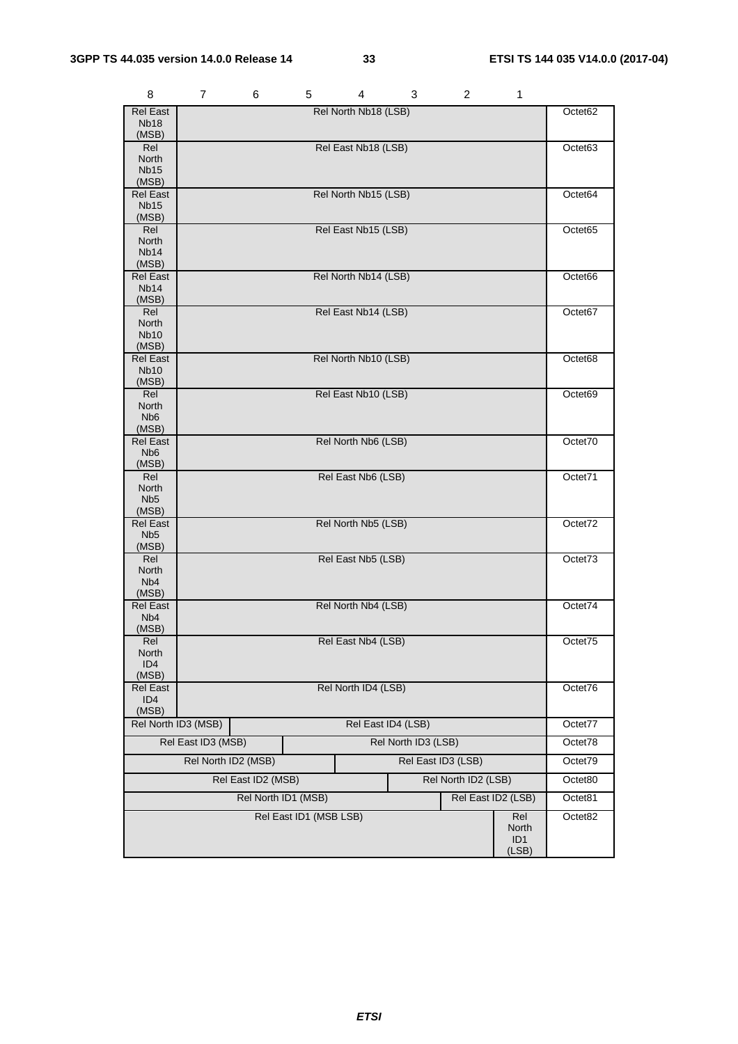| 8 | 7 | 6 | 5 | 4 | 3 | 2 | 1 | |
|---|---|---|---|---|---|---|---|---|
| Rel East Nb18 (MSB) | Rel North Nb18 (LSB) | | | | | | | Octet62 |
| Rel North Nb15 (MSB) | Rel East Nb18 (LSB) | | | | | | | Octet63 |
| Rel East Nb15 (MSB) | Rel North Nb15 (LSB) | | | | | | | Octet64 |
| Rel North Nb14 (MSB) | Rel East Nb15 (LSB) | | | | | | | Octet65 |
| Rel East Nb14 (MSB) | Rel North Nb14 (LSB) | | | | | | | Octet66 |
| Rel North Nb10 (MSB) | Rel East Nb14 (LSB) | | | | | | | Octet67 |
| Rel East Nb10 (MSB) | Rel North Nb10 (LSB) | | | | | | | Octet68 |
| Rel North Nb6 (MSB) | Rel East Nb10 (LSB) | | | | | | | Octet69 |
| Rel East Nb6 (MSB) | Rel North Nb6 (LSB) | | | | | | | Octet70 |
| Rel North Nb5 (MSB) | Rel East Nb6 (LSB) | | | | | | | Octet71 |
| Rel East Nb5 (MSB) | Rel North Nb5 (LSB) | | | | | | | Octet72 |
| Rel North Nb4 (MSB) | Rel East Nb5 (LSB) | | | | | | | Octet73 |
| Rel East Nb4 (MSB) | Rel North Nb4 (LSB) | | | | | | | Octet74 |
| Rel North ID4 (MSB) | Rel East Nb4 (LSB) | | | | | | | Octet75 |
| Rel East ID4 (MSB) | Rel North ID4 (LSB) | | | | | | | Octet76 |
| Rel North ID3 (MSB) | | Rel East ID4 (LSB) | | | | | | Octet77 |
| Rel East ID3 (MSB) | | | Rel North ID3 (LSB) | | | | | Octet78 |
| Rel North ID2 (MSB) | | | | Rel East ID3 (LSB) | | | | Octet79 |
| Rel East ID2 (MSB) | | | | | Rel North ID2 (LSB) | | | Octet80 |
| Rel North ID1 (MSB) | | | | | | Rel East ID2 (LSB) | | Octet81 |
| Rel East ID1 (MSB LSB) | | | | | | | Rel North ID1 (LSB) | Octet82 |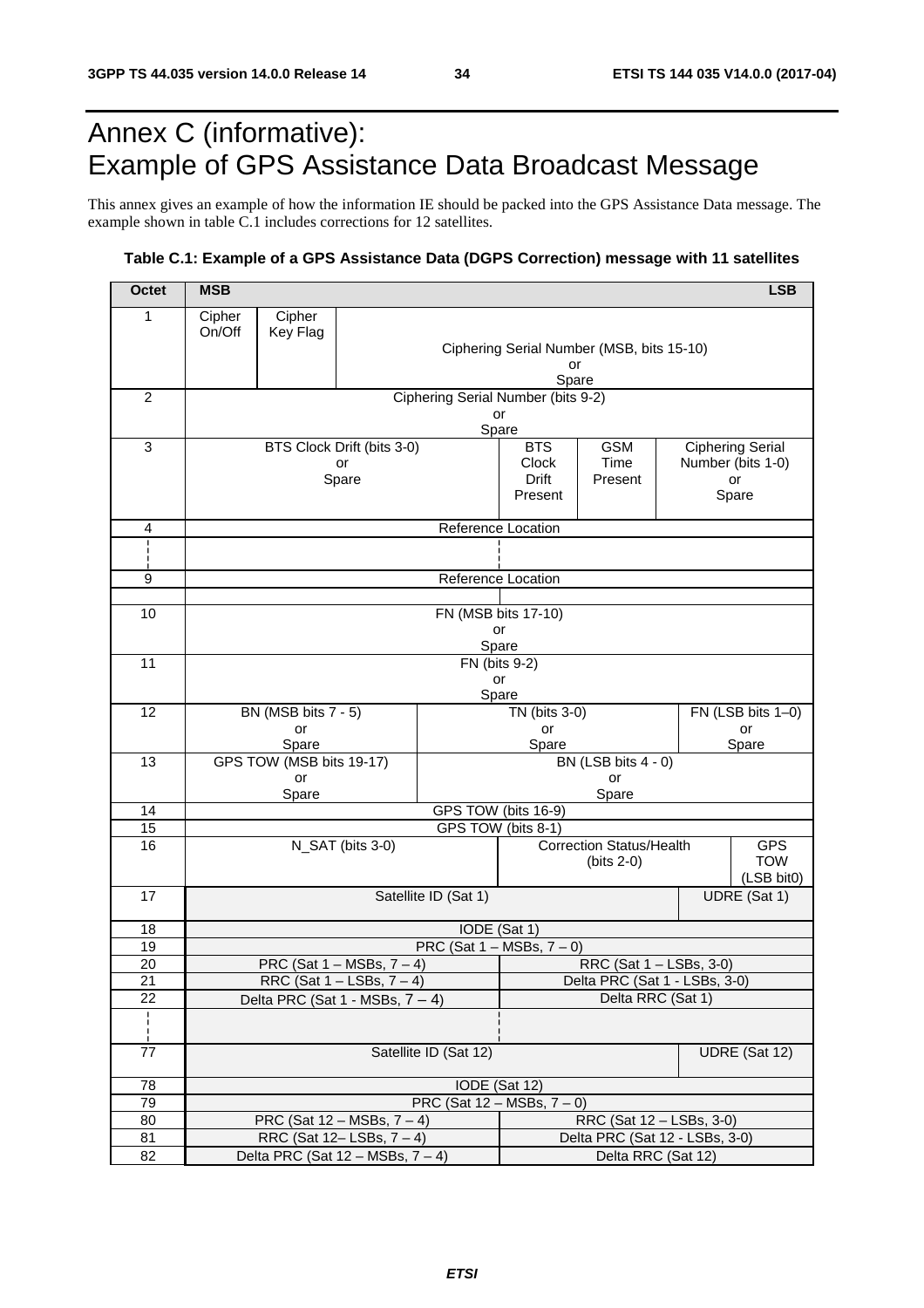# Annex C (informative): Example of GPS Assistance Data Broadcast Message

This annex gives an example of how the information IE should be packed into the GPS Assistance Data message. The example shown in table C.1 includes corrections for 12 satellites.

**Table C.1: Example of a GPS Assistance Data (DGPS Correction) message with 11 satellites**

| Octet | MSB | | | | | | | LSB |
|---|---|---|---|---|---|---|---|---|
| 1 | Cipher On/Off | Cipher Key Flag | Ciphering Serial Number (MSB, bits 15-10) or Spare | | | | | |
| 2 | Ciphering Serial Number (bits 9-2) or Spare | | | | | | | |
| 3 | BTS Clock Drift (bits 3-0) or Spare | | | | BTS Clock Drift Present | GSM Time Present | Ciphering Serial Number (bits 1-0) or Spare | |
| 4 | Reference Location | | | | | | | |
| ¦ | ¦ | | | | | | | |
| 9 | Reference Location | | | | | | | |
| | | | | | | | | |
| 10 | FN (MSB bits 17-10) or Spare | | | | | | | |
| 11 | FN (bits 9-2) or Spare | | | | | | | |
| 12 | BN (MSB bits 7 - 5) or Spare | | | TN (bits 3-0) or Spare | | | | FN (LSB bits 1–0) or Spare |
| 13 | GPS TOW (MSB bits 19-17) or Spare | | | BN (LSB bits 4 - 0) or Spare | | | | |
| 14 | GPS TOW (bits 16-9) | | | | | | | |
| 15 | GPS TOW (bits 8-1) | | | | | | | |
| 16 | N_SAT (bits 3-0) | | | | Correction Status/Health (bits 2-0) | | | GPS TOW (LSB bit0) |
| 17 | Satellite ID (Sat 1) | | | | | | UDRE (Sat 1) | |
| 18 | IODE (Sat 1) | | | | | | | |
| 19 | PRC (Sat 1 – MSBs, 7 – 0) | | | | | | | |
| 20 | PRC (Sat 1 – MSBs, 7 – 4) | | | | RRC (Sat 1 – LSBs, 3-0) | | | |
| 21 | RRC (Sat 1 – LSBs, 7 – 4) | | | | Delta PRC (Sat 1 - LSBs, 3-0) | | | |
| 22 | Delta PRC (Sat 1 - MSBs, 7 – 4) | | | | Delta RRC (Sat 1) | | | |
| ¦ | ¦ | | | | | | | |
| 77 | Satellite ID (Sat 12) | | | | | | UDRE (Sat 12) | |
| 78 | IODE (Sat 12) | | | | | | | |
| 79 | PRC (Sat 12 – MSBs, 7 – 0) | | | | | | | |
| 80 | PRC (Sat 12 – MSBs, 7 – 4) | | | | RRC (Sat 12 – LSBs, 3-0) | | | |
| 81 | RRC (Sat 12– LSBs, 7 – 4) | | | | Delta PRC (Sat 12 - LSBs, 3-0) | | | |
| 82 | Delta PRC (Sat 12 – MSBs, 7 – 4) | | | | Delta RRC (Sat 12) | | | |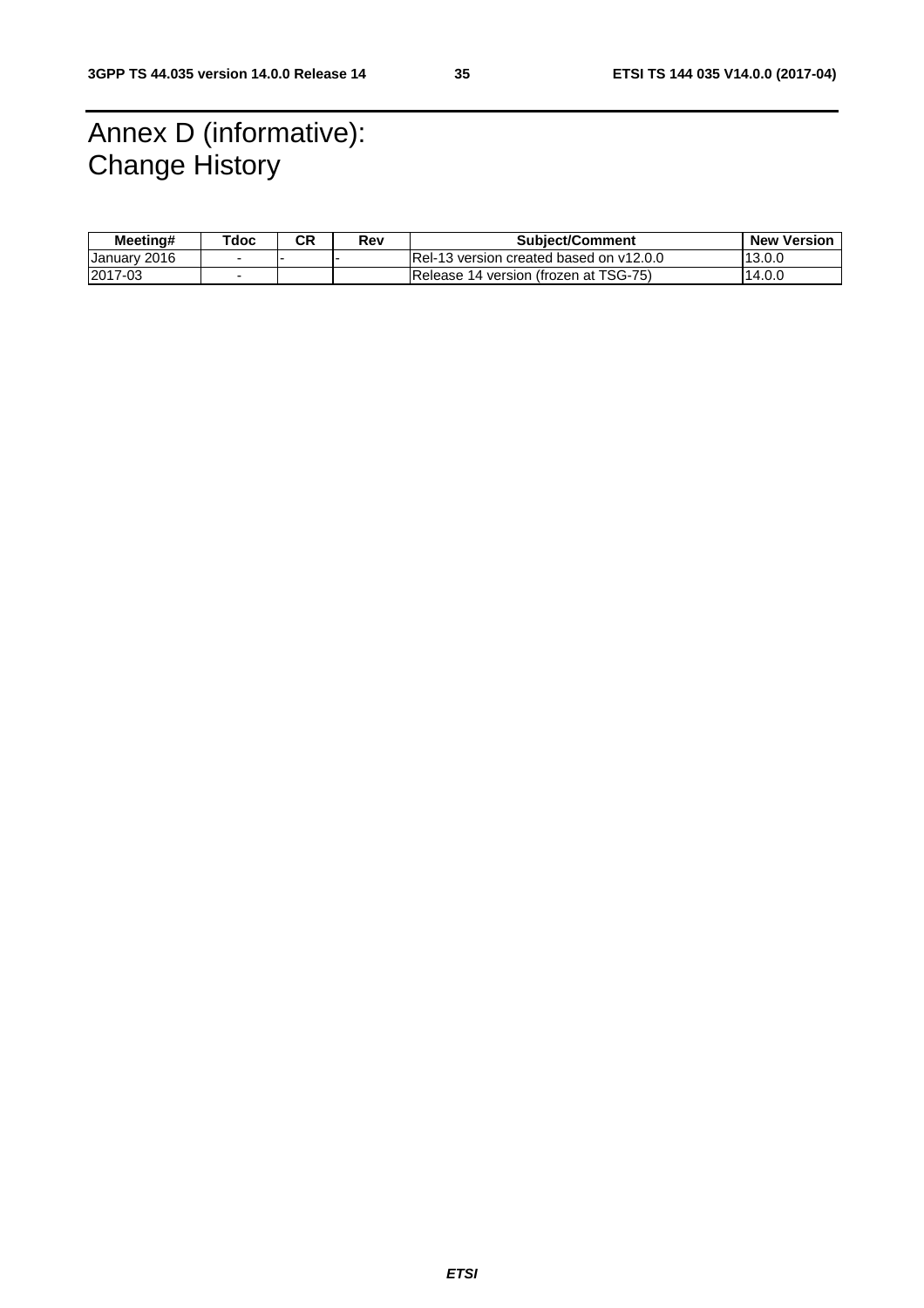# Annex D (informative): Change History

| Meeting# | Tdoc | CR | Rev | Subject/Comment | New Version |
|---|---|---|---|---|---|
| January 2016 | - | - | - | Rel-13 version created based on v12.0.0 | 13.0.0 |
| 2017-03 | - | | | Release 14 version (frozen at TSG-75) | 14.0.0 |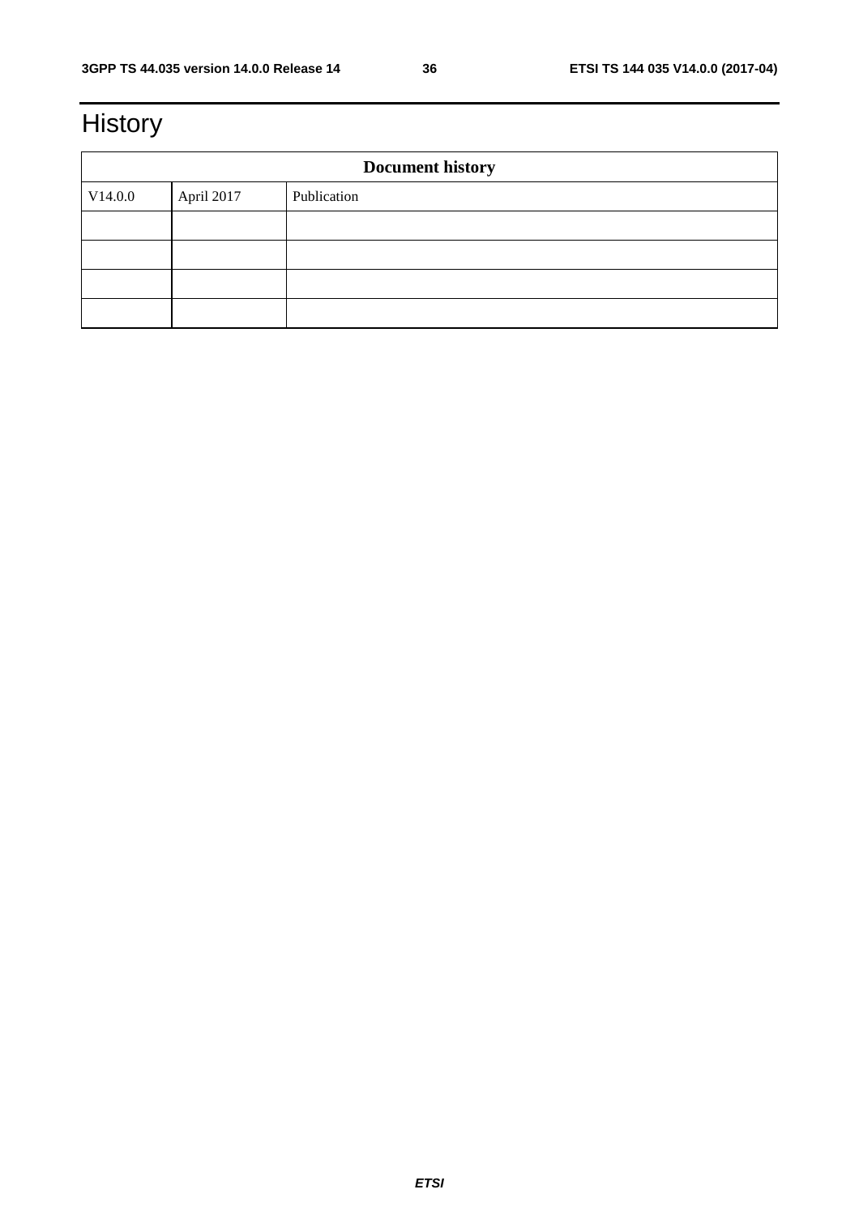# History

| Document history | | |
|---|---|---|
| V14.0.0 | April 2017 | Publication |
| | | |
| | | |
| | | |
| | | |